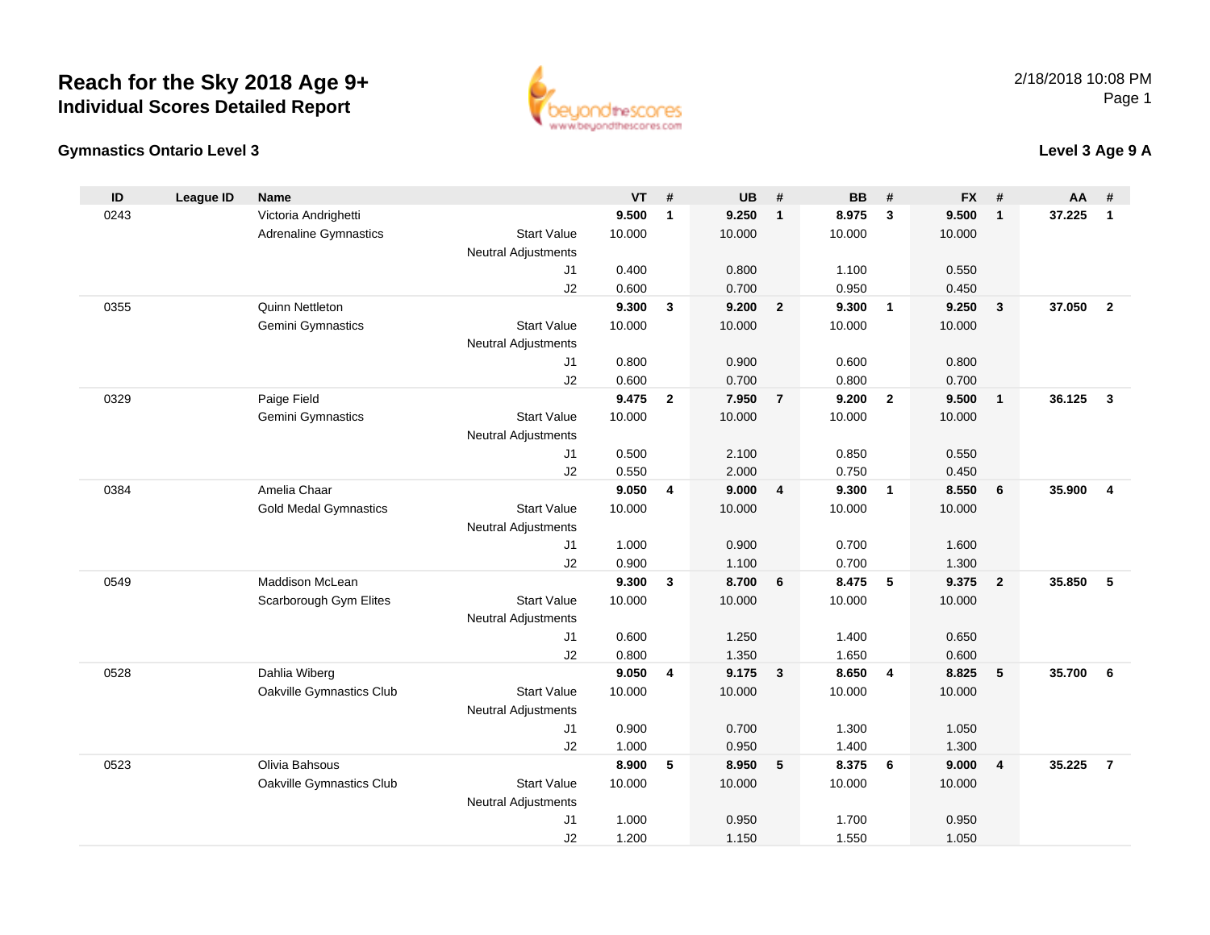# Reach for the Sky 2018 Age 9+
## Individual Scores Detailed Report

2/18/2018 10:08 PM

### Gymnastics Ontario Level 3

### Level 3 Age 9 A

| ID | League ID | Name | | VT | # | UB | # | BB | # | FX | # | AA | # |
|---|---|---|---|---|---|---|---|---|---|---|---|---|---|
| 0243 | | Victoria Andrighetti | | **9.500** | **1** | **9.250** | **1** | **8.975** | **3** | **9.500** | **1** | **37.225** | **1** |
| | | Adrenaline Gymnastics | Start Value | 10.000 | | 10.000 | | 10.000 | | 10.000 | | | |
| | | | Neutral Adjustments | | | | | | | | | | |
| | | | J1 | 0.400 | | 0.800 | | 1.100 | | 0.550 | | | |
| | | | J2 | 0.600 | | 0.700 | | 0.950 | | 0.450 | | | |
| 0355 | | Quinn Nettleton | | **9.300** | **3** | **9.200** | **2** | **9.300** | **1** | **9.250** | **3** | **37.050** | **2** |
| | | Gemini Gymnastics | Start Value | 10.000 | | 10.000 | | 10.000 | | 10.000 | | | |
| | | | Neutral Adjustments | | | | | | | | | | |
| | | | J1 | 0.800 | | 0.900 | | 0.600 | | 0.800 | | | |
| | | | J2 | 0.600 | | 0.700 | | 0.800 | | 0.700 | | | |
| 0329 | | Paige Field | | **9.475** | **2** | **7.950** | **7** | **9.200** | **2** | **9.500** | **1** | **36.125** | **3** |
| | | Gemini Gymnastics | Start Value | 10.000 | | 10.000 | | 10.000 | | 10.000 | | | |
| | | | Neutral Adjustments | | | | | | | | | | |
| | | | J1 | 0.500 | | 2.100 | | 0.850 | | 0.550 | | | |
| | | | J2 | 0.550 | | 2.000 | | 0.750 | | 0.450 | | | |
| 0384 | | Amelia Chaar | | **9.050** | **4** | **9.000** | **4** | **9.300** | **1** | **8.550** | **6** | **35.900** | **4** |
| | | Gold Medal Gymnastics | Start Value | 10.000 | | 10.000 | | 10.000 | | 10.000 | | | |
| | | | Neutral Adjustments | | | | | | | | | | |
| | | | J1 | 1.000 | | 0.900 | | 0.700 | | 1.600 | | | |
| | | | J2 | 0.900 | | 1.100 | | 0.700 | | 1.300 | | | |
| 0549 | | Maddison McLean | | **9.300** | **3** | **8.700** | **6** | **8.475** | **5** | **9.375** | **2** | **35.850** | **5** |
| | | Scarborough Gym Elites | Start Value | 10.000 | | 10.000 | | 10.000 | | 10.000 | | | |
| | | | Neutral Adjustments | | | | | | | | | | |
| | | | J1 | 0.600 | | 1.250 | | 1.400 | | 0.650 | | | |
| | | | J2 | 0.800 | | 1.350 | | 1.650 | | 0.600 | | | |
| 0528 | | Dahlia Wiberg | | **9.050** | **4** | **9.175** | **3** | **8.650** | **4** | **8.825** | **5** | **35.700** | **6** |
| | | Oakville Gymnastics Club | Start Value | 10.000 | | 10.000 | | 10.000 | | 10.000 | | | |
| | | | Neutral Adjustments | | | | | | | | | | |
| | | | J1 | 0.900 | | 0.700 | | 1.300 | | 1.050 | | | |
| | | | J2 | 1.000 | | 0.950 | | 1.400 | | 1.300 | | | |
| 0523 | | Olivia Bahsous | | **8.900** | **5** | **8.950** | **5** | **8.375** | **6** | **9.000** | **4** | **35.225** | **7** |
| | | Oakville Gymnastics Club | Start Value | 10.000 | | 10.000 | | 10.000 | | 10.000 | | | |
| | | | Neutral Adjustments | | | | | | | | | | |
| | | | J1 | 1.000 | | 0.950 | | 1.700 | | 0.950 | | | |
| | | | J2 | 1.200 | | 1.150 | | 1.550 | | 1.050 | | | |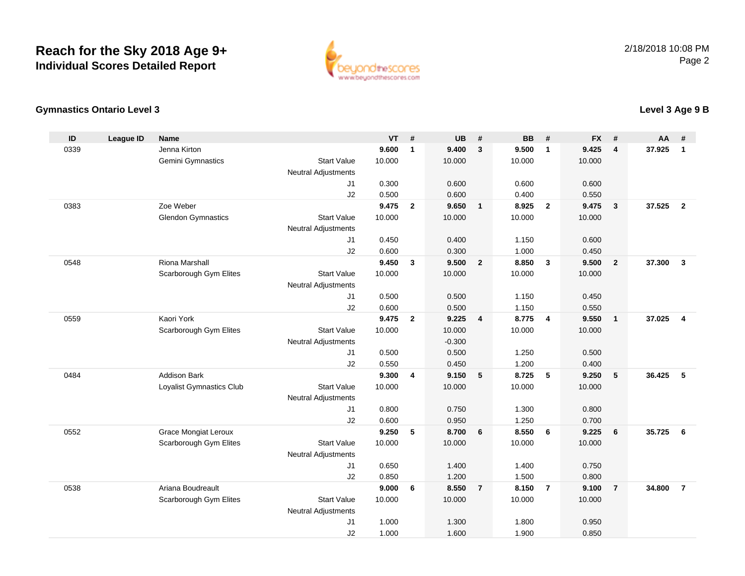# Reach for the Sky 2018 Age 9+

## Individual Scores Detailed Report

2/18/2018 10:08 PM

### Gymnastics Ontario Level 3

### Level 3 Age 9 B

| ID | League ID | Name | | VT | # | UB | # | BB | # | FX | # | AA | # |
|---|---|---|---|---|---|---|---|---|---|---|---|---|---|
| 0339 | | Jenna Kirton | | **9.600** | **1** | **9.400** | **3** | **9.500** | **1** | **9.425** | **4** | **37.925** | **1** |
| | | Gemini Gymnastics | Start Value | 10.000 | | 10.000 | | 10.000 | | 10.000 | | | |
| | | | Neutral Adjustments | | | | | | | | | | |
| | | | J1 | 0.300 | | 0.600 | | 0.600 | | 0.600 | | | |
| | | | J2 | 0.500 | | 0.600 | | 0.400 | | 0.550 | | | |
| 0383 | | Zoe Weber | | **9.475** | **2** | **9.650** | **1** | **8.925** | **2** | **9.475** | **3** | **37.525** | **2** |
| | | Glendon Gymnastics | Start Value | 10.000 | | 10.000 | | 10.000 | | 10.000 | | | |
| | | | Neutral Adjustments | | | | | | | | | | |
| | | | J1 | 0.450 | | 0.400 | | 1.150 | | 0.600 | | | |
| | | | J2 | 0.600 | | 0.300 | | 1.000 | | 0.450 | | | |
| 0548 | | Riona Marshall | | **9.450** | **3** | **9.500** | **2** | **8.850** | **3** | **9.500** | **2** | **37.300** | **3** |
| | | Scarborough Gym Elites | Start Value | 10.000 | | 10.000 | | 10.000 | | 10.000 | | | |
| | | | Neutral Adjustments | | | | | | | | | | |
| | | | J1 | 0.500 | | 0.500 | | 1.150 | | 0.450 | | | |
| | | | J2 | 0.600 | | 0.500 | | 1.150 | | 0.550 | | | |
| 0559 | | Kaori York | | **9.475** | **2** | **9.225** | **4** | **8.775** | **4** | **9.550** | **1** | **37.025** | **4** |
| | | Scarborough Gym Elites | Start Value | 10.000 | | 10.000 | | 10.000 | | 10.000 | | | |
| | | | Neutral Adjustments | | | -0.300 | | | | | | | |
| | | | J1 | 0.500 | | 0.500 | | 1.250 | | 0.500 | | | |
| | | | J2 | 0.550 | | 0.450 | | 1.200 | | 0.400 | | | |
| 0484 | | Addison Bark | | **9.300** | **4** | **9.150** | **5** | **8.725** | **5** | **9.250** | **5** | **36.425** | **5** |
| | | Loyalist Gymnastics Club | Start Value | 10.000 | | 10.000 | | 10.000 | | 10.000 | | | |
| | | | Neutral Adjustments | | | | | | | | | | |
| | | | J1 | 0.800 | | 0.750 | | 1.300 | | 0.800 | | | |
| | | | J2 | 0.600 | | 0.950 | | 1.250 | | 0.700 | | | |
| 0552 | | Grace Mongiat Leroux | | **9.250** | **5** | **8.700** | **6** | **8.550** | **6** | **9.225** | **6** | **35.725** | **6** |
| | | Scarborough Gym Elites | Start Value | 10.000 | | 10.000 | | 10.000 | | 10.000 | | | |
| | | | Neutral Adjustments | | | | | | | | | | |
| | | | J1 | 0.650 | | 1.400 | | 1.400 | | 0.750 | | | |
| | | | J2 | 0.850 | | 1.200 | | 1.500 | | 0.800 | | | |
| 0538 | | Ariana Boudreault | | **9.000** | **6** | **8.550** | **7** | **8.150** | **7** | **9.100** | **7** | **34.800** | **7** |
| | | Scarborough Gym Elites | Start Value | 10.000 | | 10.000 | | 10.000 | | 10.000 | | | |
| | | | Neutral Adjustments | | | | | | | | | | |
| | | | J1 | 1.000 | | 1.300 | | 1.800 | | 0.950 | | | |
| | | | J2 | 1.000 | | 1.600 | | 1.900 | | 0.850 | | | |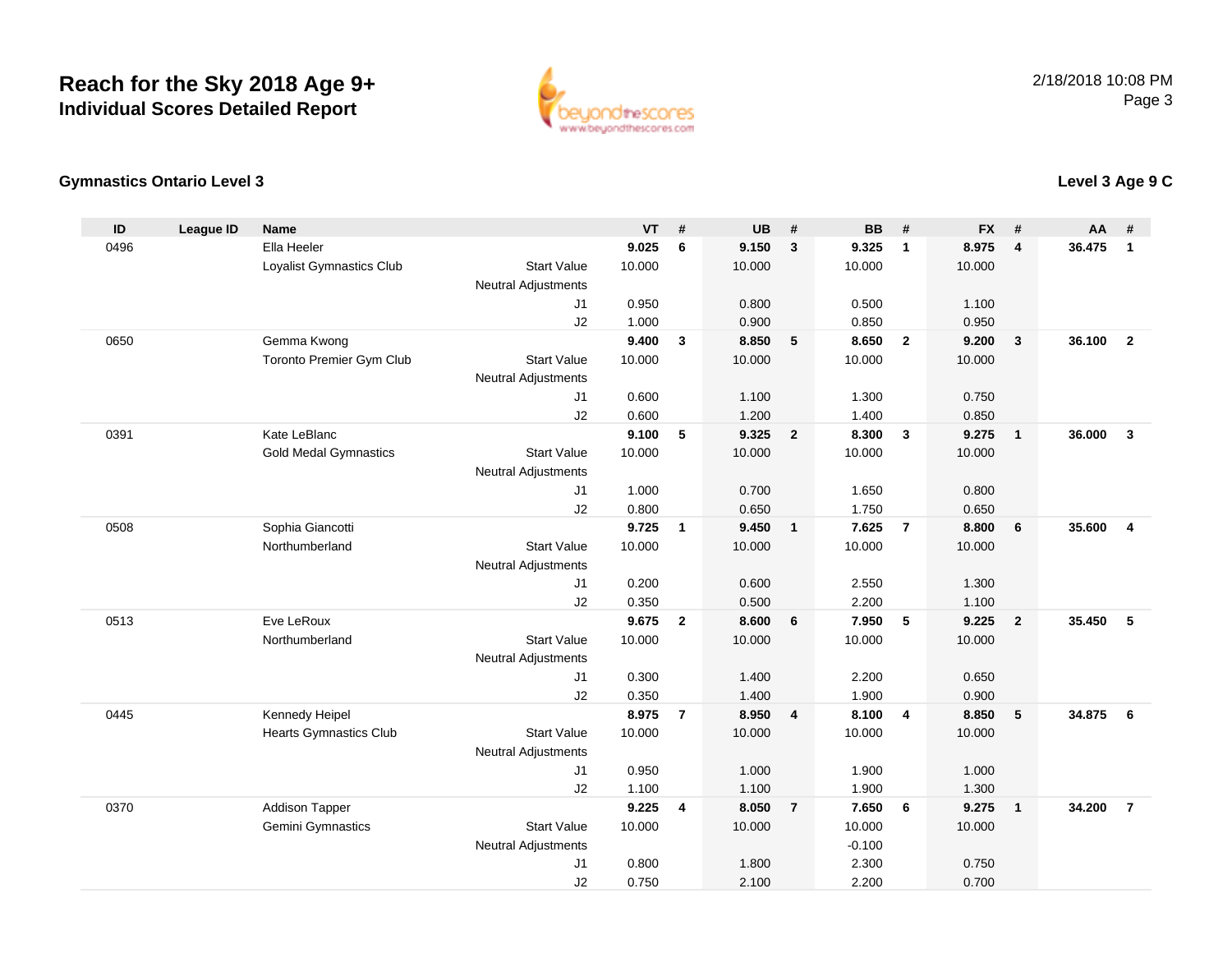# Reach for the Sky 2018 Age 9+
## Individual Scores Detailed Report

2/18/2018 10:08 PM

### Gymnastics Ontario Level 3

### Level 3 Age 9 C

| ID | League ID | Name | | VT | # | UB | # | BB | # | FX | # | AA | # |
|---|---|---|---|---|---|---|---|---|---|---|---|---|---|
| 0496 | | Ella Heeler | | **9.025** | **6** | **9.150** | **3** | **9.325** | **1** | **8.975** | **4** | **36.475** | **1** |
| | | Loyalist Gymnastics Club | Start Value | 10.000 | | 10.000 | | 10.000 | | 10.000 | | | |
| | | | Neutral Adjustments | | | | | | | | | | |
| | | | J1 | 0.950 | | 0.800 | | 0.500 | | 1.100 | | | |
| | | | J2 | 1.000 | | 0.900 | | 0.850 | | 0.950 | | | |
| 0650 | | Gemma Kwong | | **9.400** | **3** | **8.850** | **5** | **8.650** | **2** | **9.200** | **3** | **36.100** | **2** |
| | | Toronto Premier Gym Club | Start Value | 10.000 | | 10.000 | | 10.000 | | 10.000 | | | |
| | | | Neutral Adjustments | | | | | | | | | | |
| | | | J1 | 0.600 | | 1.100 | | 1.300 | | 0.750 | | | |
| | | | J2 | 0.600 | | 1.200 | | 1.400 | | 0.850 | | | |
| 0391 | | Kate LeBlanc | | **9.100** | **5** | **9.325** | **2** | **8.300** | **3** | **9.275** | **1** | **36.000** | **3** |
| | | Gold Medal Gymnastics | Start Value | 10.000 | | 10.000 | | 10.000 | | 10.000 | | | |
| | | | Neutral Adjustments | | | | | | | | | | |
| | | | J1 | 1.000 | | 0.700 | | 1.650 | | 0.800 | | | |
| | | | J2 | 0.800 | | 0.650 | | 1.750 | | 0.650 | | | |
| 0508 | | Sophia Giancotti | | **9.725** | **1** | **9.450** | **1** | **7.625** | **7** | **8.800** | **6** | **35.600** | **4** |
| | | Northumberland | Start Value | 10.000 | | 10.000 | | 10.000 | | 10.000 | | | |
| | | | Neutral Adjustments | | | | | | | | | | |
| | | | J1 | 0.200 | | 0.600 | | 2.550 | | 1.300 | | | |
| | | | J2 | 0.350 | | 0.500 | | 2.200 | | 1.100 | | | |
| 0513 | | Eve LeRoux | | **9.675** | **2** | **8.600** | **6** | **7.950** | **5** | **9.225** | **2** | **35.450** | **5** |
| | | Northumberland | Start Value | 10.000 | | 10.000 | | 10.000 | | 10.000 | | | |
| | | | Neutral Adjustments | | | | | | | | | | |
| | | | J1 | 0.300 | | 1.400 | | 2.200 | | 0.650 | | | |
| | | | J2 | 0.350 | | 1.400 | | 1.900 | | 0.900 | | | |
| 0445 | | Kennedy Heipel | | **8.975** | **7** | **8.950** | **4** | **8.100** | **4** | **8.850** | **5** | **34.875** | **6** |
| | | Hearts Gymnastics Club | Start Value | 10.000 | | 10.000 | | 10.000 | | 10.000 | | | |
| | | | Neutral Adjustments | | | | | | | | | | |
| | | | J1 | 0.950 | | 1.000 | | 1.900 | | 1.000 | | | |
| | | | J2 | 1.100 | | 1.100 | | 1.900 | | 1.300 | | | |
| 0370 | | Addison Tapper | | **9.225** | **4** | **8.050** | **7** | **7.650** | **6** | **9.275** | **1** | **34.200** | **7** |
| | | Gemini Gymnastics | Start Value | 10.000 | | 10.000 | | 10.000 | | 10.000 | | | |
| | | | Neutral Adjustments | | | | | -0.100 | | | | | |
| | | | J1 | 0.800 | | 1.800 | | 2.300 | | 0.750 | | | |
| | | | J2 | 0.750 | | 2.100 | | 2.200 | | 0.700 | | | |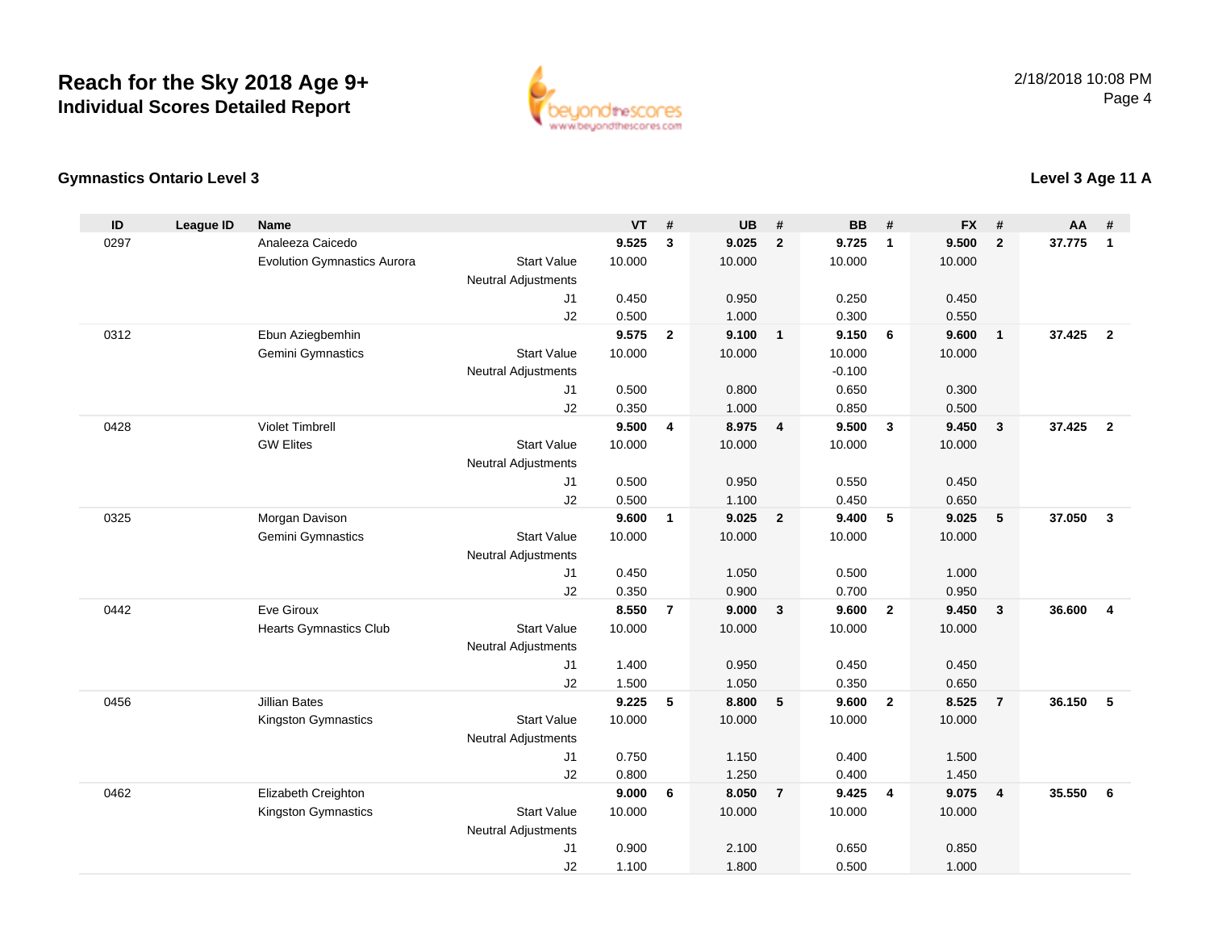# Reach for the Sky 2018 Age 9+
## Individual Scores Detailed Report

2/18/2018 10:08 PM

### Gymnastics Ontario Level 3

### Level 3 Age 11 A

| ID | League ID | Name | | VT | # | UB | # | BB | # | FX | # | AA | # |
|---|---|---|---|---|---|---|---|---|---|---|---|---|---|
| 0297 | | Analeeza Caicedo | | **9.525** | **3** | **9.025** | **2** | **9.725** | **1** | **9.500** | **2** | **37.775** | **1** |
| | | Evolution Gymnastics Aurora | Start Value | 10.000 | | 10.000 | | 10.000 | | 10.000 | | | |
| | | | Neutral Adjustments | | | | | | | | | | |
| | | | J1 | 0.450 | | 0.950 | | 0.250 | | 0.450 | | | |
| | | | J2 | 0.500 | | 1.000 | | 0.300 | | 0.550 | | | |
| 0312 | | Ebun Aziegbemhin | | **9.575** | **2** | **9.100** | **1** | **9.150** | **6** | **9.600** | **1** | **37.425** | **2** |
| | | Gemini Gymnastics | Start Value | 10.000 | | 10.000 | | 10.000 | | 10.000 | | | |
| | | | Neutral Adjustments | | | | | -0.100 | | | | | |
| | | | J1 | 0.500 | | 0.800 | | 0.650 | | 0.300 | | | |
| | | | J2 | 0.350 | | 1.000 | | 0.850 | | 0.500 | | | |
| 0428 | | Violet Timbrell | | **9.500** | **4** | **8.975** | **4** | **9.500** | **3** | **9.450** | **3** | **37.425** | **2** |
| | | GW Elites | Start Value | 10.000 | | 10.000 | | 10.000 | | 10.000 | | | |
| | | | Neutral Adjustments | | | | | | | | | | |
| | | | J1 | 0.500 | | 0.950 | | 0.550 | | 0.450 | | | |
| | | | J2 | 0.500 | | 1.100 | | 0.450 | | 0.650 | | | |
| 0325 | | Morgan Davison | | **9.600** | **1** | **9.025** | **2** | **9.400** | **5** | **9.025** | **5** | **37.050** | **3** |
| | | Gemini Gymnastics | Start Value | 10.000 | | 10.000 | | 10.000 | | 10.000 | | | |
| | | | Neutral Adjustments | | | | | | | | | | |
| | | | J1 | 0.450 | | 1.050 | | 0.500 | | 1.000 | | | |
| | | | J2 | 0.350 | | 0.900 | | 0.700 | | 0.950 | | | |
| 0442 | | Eve Giroux | | **8.550** | **7** | **9.000** | **3** | **9.600** | **2** | **9.450** | **3** | **36.600** | **4** |
| | | Hearts Gymnastics Club | Start Value | 10.000 | | 10.000 | | 10.000 | | 10.000 | | | |
| | | | Neutral Adjustments | | | | | | | | | | |
| | | | J1 | 1.400 | | 0.950 | | 0.450 | | 0.450 | | | |
| | | | J2 | 1.500 | | 1.050 | | 0.350 | | 0.650 | | | |
| 0456 | | Jillian Bates | | **9.225** | **5** | **8.800** | **5** | **9.600** | **2** | **8.525** | **7** | **36.150** | **5** |
| | | Kingston Gymnastics | Start Value | 10.000 | | 10.000 | | 10.000 | | 10.000 | | | |
| | | | Neutral Adjustments | | | | | | | | | | |
| | | | J1 | 0.750 | | 1.150 | | 0.400 | | 1.500 | | | |
| | | | J2 | 0.800 | | 1.250 | | 0.400 | | 1.450 | | | |
| 0462 | | Elizabeth Creighton | | **9.000** | **6** | **8.050** | **7** | **9.425** | **4** | **9.075** | **4** | **35.550** | **6** |
| | | Kingston Gymnastics | Start Value | 10.000 | | 10.000 | | 10.000 | | 10.000 | | | |
| | | | Neutral Adjustments | | | | | | | | | | |
| | | | J1 | 0.900 | | 2.100 | | 0.650 | | 0.850 | | | |
| | | | J2 | 1.100 | | 1.800 | | 0.500 | | 1.000 | | | |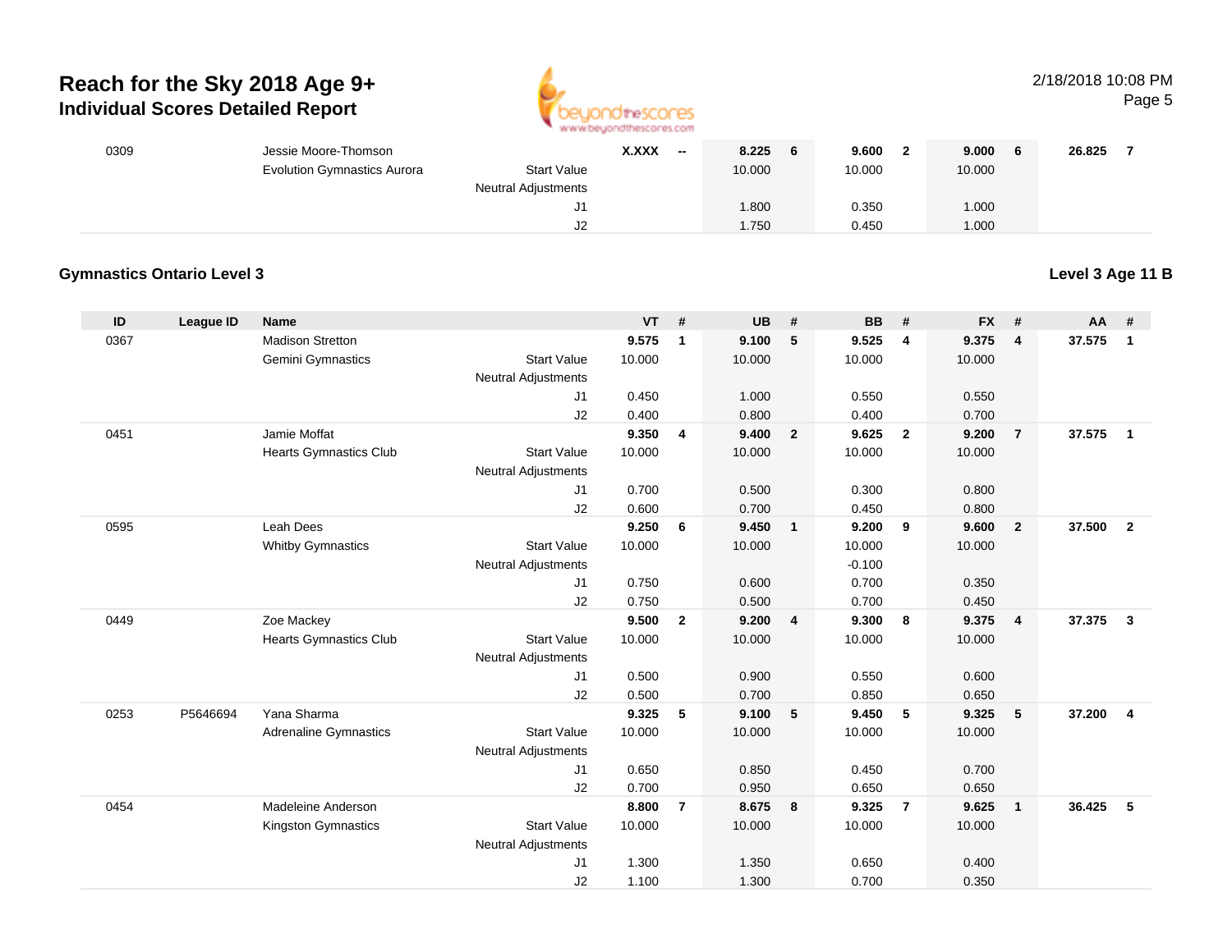# Reach for the Sky 2018 Age 9+
## Individual Scores Detailed Report

| ID | League ID | Name | | VT | # | UB | # | BB | # | FX | # | AA | # |
|---|---|---|---|---|---|---|---|---|---|---|---|---|---|
| 0309 | | Jessie Moore-Thomson | | X.XXX | -- | 8.225 | 6 | 9.600 | 2 | 9.000 | 6 | 26.825 | 7 |
| | | Evolution Gymnastics Aurora | Start Value | | | 10.000 | | 10.000 | | 10.000 | | | |
| | | | Neutral Adjustments | | | | | | | | | | |
| | | | J1 | | | 1.800 | | 0.350 | | 1.000 | | | |
| | | | J2 | | | 1.750 | | 0.450 | | 1.000 | | | |

### Gymnastics Ontario Level 3

**Level 3 Age 11 B**

| ID | League ID | Name | | VT | # | UB | # | BB | # | FX | # | AA | # |
|---|---|---|---|---|---|---|---|---|---|---|---|---|---|
| 0367 | | Madison Stretton | | 9.575 | 1 | 9.100 | 5 | 9.525 | 4 | 9.375 | 4 | 37.575 | 1 |
| | | Gemini Gymnastics | Start Value | 10.000 | | 10.000 | | 10.000 | | 10.000 | | | |
| | | | Neutral Adjustments | | | | | | | | | | |
| | | | J1 | 0.450 | | 1.000 | | 0.550 | | 0.550 | | | |
| | | | J2 | 0.400 | | 0.800 | | 0.400 | | 0.700 | | | |
| 0451 | | Jamie Moffat | | 9.350 | 4 | 9.400 | 2 | 9.625 | 2 | 9.200 | 7 | 37.575 | 1 |
| | | Hearts Gymnastics Club | Start Value | 10.000 | | 10.000 | | 10.000 | | 10.000 | | | |
| | | | Neutral Adjustments | | | | | | | | | | |
| | | | J1 | 0.700 | | 0.500 | | 0.300 | | 0.800 | | | |
| | | | J2 | 0.600 | | 0.700 | | 0.450 | | 0.800 | | | |
| 0595 | | Leah Dees | | 9.250 | 6 | 9.450 | 1 | 9.200 | 9 | 9.600 | 2 | 37.500 | 2 |
| | | Whitby Gymnastics | Start Value | 10.000 | | 10.000 | | 10.000 | | 10.000 | | | |
| | | | Neutral Adjustments | | | | | -0.100 | | | | | |
| | | | J1 | 0.750 | | 0.600 | | 0.700 | | 0.350 | | | |
| | | | J2 | 0.750 | | 0.500 | | 0.700 | | 0.450 | | | |
| 0449 | | Zoe Mackey | | 9.500 | 2 | 9.200 | 4 | 9.300 | 8 | 9.375 | 4 | 37.375 | 3 |
| | | Hearts Gymnastics Club | Start Value | 10.000 | | 10.000 | | 10.000 | | 10.000 | | | |
| | | | Neutral Adjustments | | | | | | | | | | |
| | | | J1 | 0.500 | | 0.900 | | 0.550 | | 0.600 | | | |
| | | | J2 | 0.500 | | 0.700 | | 0.850 | | 0.650 | | | |
| 0253 | P5646694 | Yana Sharma | | 9.325 | 5 | 9.100 | 5 | 9.450 | 5 | 9.325 | 5 | 37.200 | 4 |
| | | Adrenaline Gymnastics | Start Value | 10.000 | | 10.000 | | 10.000 | | 10.000 | | | |
| | | | Neutral Adjustments | | | | | | | | | | |
| | | | J1 | 0.650 | | 0.850 | | 0.450 | | 0.700 | | | |
| | | | J2 | 0.700 | | 0.950 | | 0.650 | | 0.650 | | | |
| 0454 | | Madeleine Anderson | | 8.800 | 7 | 8.675 | 8 | 9.325 | 7 | 9.625 | 1 | 36.425 | 5 |
| | | Kingston Gymnastics | Start Value | 10.000 | | 10.000 | | 10.000 | | 10.000 | | | |
| | | | Neutral Adjustments | | | | | | | | | | |
| | | | J1 | 1.300 | | 1.350 | | 0.650 | | 0.400 | | | |
| | | | J2 | 1.100 | | 1.300 | | 0.700 | | 0.350 | | | |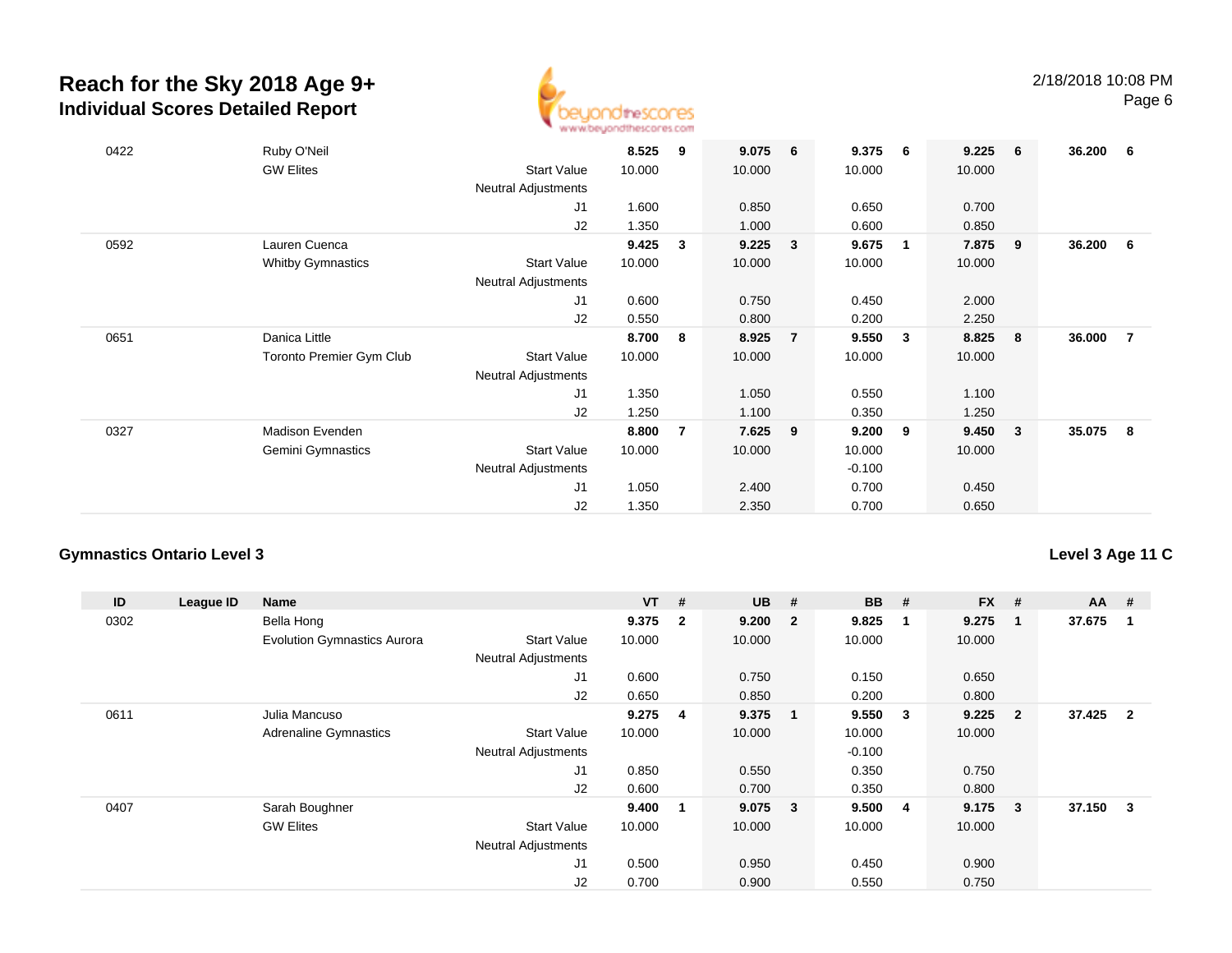# Reach for the Sky 2018 Age 9+
## Individual Scores Detailed Report

2/18/2018 10:08 PM

| ID | League ID | Name | | VT | # | UB | # | BB | # | FX | # | AA | # |
|---|---|---|---|---|---|---|---|---|---|---|---|---|---|
| 0422 | | Ruby O'Neil | | **8.525** | **9** | **9.075** | **6** | **9.375** | **6** | **9.225** | **6** | **36.200** | **6** |
| | | GW Elites | Start Value | 10.000 | | 10.000 | | 10.000 | | 10.000 | | | |
| | | | Neutral Adjustments | | | | | | | | | | |
| | | | J1 | 1.600 | | 0.850 | | 0.650 | | 0.700 | | | |
| | | | J2 | 1.350 | | 1.000 | | 0.600 | | 0.850 | | | |
| 0592 | | Lauren Cuenca | | **9.425** | **3** | **9.225** | **3** | **9.675** | **1** | **7.875** | **9** | **36.200** | **6** |
| | | Whitby Gymnastics | Start Value | 10.000 | | 10.000 | | 10.000 | | 10.000 | | | |
| | | | Neutral Adjustments | | | | | | | | | | |
| | | | J1 | 0.600 | | 0.750 | | 0.450 | | 2.000 | | | |
| | | | J2 | 0.550 | | 0.800 | | 0.200 | | 2.250 | | | |
| 0651 | | Danica Little | | **8.700** | **8** | **8.925** | **7** | **9.550** | **3** | **8.825** | **8** | **36.000** | **7** |
| | | Toronto Premier Gym Club | Start Value | 10.000 | | 10.000 | | 10.000 | | 10.000 | | | |
| | | | Neutral Adjustments | | | | | | | | | | |
| | | | J1 | 1.350 | | 1.050 | | 0.550 | | 1.100 | | | |
| | | | J2 | 1.250 | | 1.100 | | 0.350 | | 1.250 | | | |
| 0327 | | Madison Evenden | | **8.800** | **7** | **7.625** | **9** | **9.200** | **9** | **9.450** | **3** | **35.075** | **8** |
| | | Gemini Gymnastics | Start Value | 10.000 | | 10.000 | | 10.000 | | 10.000 | | | |
| | | | Neutral Adjustments | | | | | -0.100 | | | | | |
| | | | J1 | 1.050 | | 2.400 | | 0.700 | | 0.450 | | | |
| | | | J2 | 1.350 | | 2.350 | | 0.700 | | 0.650 | | | |

### Gymnastics Ontario Level 3

**Level 3 Age 11 C**

| ID | League ID | Name | | VT | # | UB | # | BB | # | FX | # | AA | # |
|---|---|---|---|---|---|---|---|---|---|---|---|---|---|
| 0302 | | Bella Hong | | **9.375** | **2** | **9.200** | **2** | **9.825** | **1** | **9.275** | **1** | **37.675** | **1** |
| | | Evolution Gymnastics Aurora | Start Value | 10.000 | | 10.000 | | 10.000 | | 10.000 | | | |
| | | | Neutral Adjustments | | | | | | | | | | |
| | | | J1 | 0.600 | | 0.750 | | 0.150 | | 0.650 | | | |
| | | | J2 | 0.650 | | 0.850 | | 0.200 | | 0.800 | | | |
| 0611 | | Julia Mancuso | | **9.275** | **4** | **9.375** | **1** | **9.550** | **3** | **9.225** | **2** | **37.425** | **2** |
| | | Adrenaline Gymnastics | Start Value | 10.000 | | 10.000 | | 10.000 | | 10.000 | | | |
| | | | Neutral Adjustments | | | | | -0.100 | | | | | |
| | | | J1 | 0.850 | | 0.550 | | 0.350 | | 0.750 | | | |
| | | | J2 | 0.600 | | 0.700 | | 0.350 | | 0.800 | | | |
| 0407 | | Sarah Boughner | | **9.400** | **1** | **9.075** | **3** | **9.500** | **4** | **9.175** | **3** | **37.150** | **3** |
| | | GW Elites | Start Value | 10.000 | | 10.000 | | 10.000 | | 10.000 | | | |
| | | | Neutral Adjustments | | | | | | | | | | |
| | | | J1 | 0.500 | | 0.950 | | 0.450 | | 0.900 | | | |
| | | | J2 | 0.700 | | 0.900 | | 0.550 | | 0.750 | | | |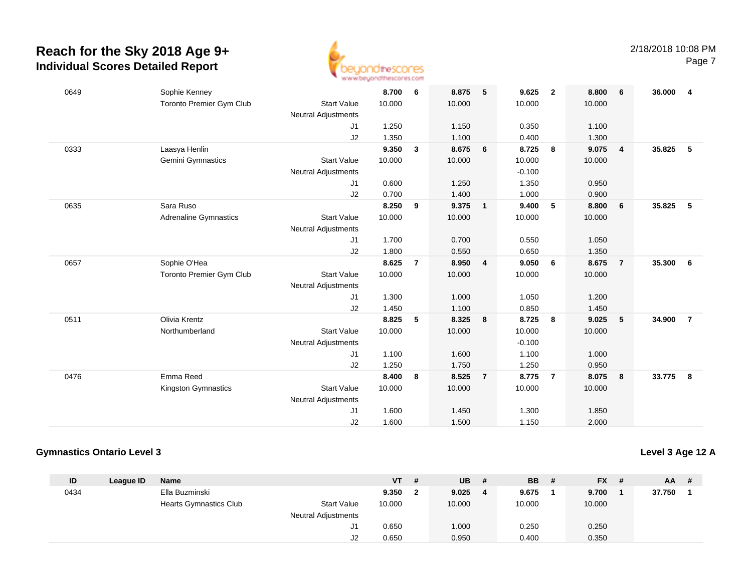# Reach for the Sky 2018 Age 9+

## Individual Scores Detailed Report

| ID | League ID | Name | | VT | # | UB | # | BB | # | FX | # | AA | # |
|---|---|---|---|---|---|---|---|---|---|---|---|---|---|
| 0649 | | Sophie Kenney | | 8.700 | 6 | 8.875 | 5 | 9.625 | 2 | 8.800 | 6 | 36.000 | 4 |
| | | Toronto Premier Gym Club | Start Value | 10.000 | | 10.000 | | 10.000 | | 10.000 | | | |
| | | | Neutral Adjustments | | | | | | | | | | |
| | | | J1 | 1.250 | | 1.150 | | 0.350 | | 1.100 | | | |
| | | | J2 | 1.350 | | 1.100 | | 0.400 | | 1.300 | | | |
| 0333 | | Laasya Henlin | | 9.350 | 3 | 8.675 | 6 | 8.725 | 8 | 9.075 | 4 | 35.825 | 5 |
| | | Gemini Gymnastics | Start Value | 10.000 | | 10.000 | | 10.000 | | 10.000 | | | |
| | | | Neutral Adjustments | | | | | -0.100 | | | | | |
| | | | J1 | 0.600 | | 1.250 | | 1.350 | | 0.950 | | | |
| | | | J2 | 0.700 | | 1.400 | | 1.000 | | 0.900 | | | |
| 0635 | | Sara Ruso | | 8.250 | 9 | 9.375 | 1 | 9.400 | 5 | 8.800 | 6 | 35.825 | 5 |
| | | Adrenaline Gymnastics | Start Value | 10.000 | | 10.000 | | 10.000 | | 10.000 | | | |
| | | | Neutral Adjustments | | | | | | | | | | |
| | | | J1 | 1.700 | | 0.700 | | 0.550 | | 1.050 | | | |
| | | | J2 | 1.800 | | 0.550 | | 0.650 | | 1.350 | | | |
| 0657 | | Sophie O'Hea | | 8.625 | 7 | 8.950 | 4 | 9.050 | 6 | 8.675 | 7 | 35.300 | 6 |
| | | Toronto Premier Gym Club | Start Value | 10.000 | | 10.000 | | 10.000 | | 10.000 | | | |
| | | | Neutral Adjustments | | | | | | | | | | |
| | | | J1 | 1.300 | | 1.000 | | 1.050 | | 1.200 | | | |
| | | | J2 | 1.450 | | 1.100 | | 0.850 | | 1.450 | | | |
| 0511 | | Olivia Krentz | | 8.825 | 5 | 8.325 | 8 | 8.725 | 8 | 9.025 | 5 | 34.900 | 7 |
| | | Northumberland | Start Value | 10.000 | | 10.000 | | 10.000 | | 10.000 | | | |
| | | | Neutral Adjustments | | | | | -0.100 | | | | | |
| | | | J1 | 1.100 | | 1.600 | | 1.100 | | 1.000 | | | |
| | | | J2 | 1.250 | | 1.750 | | 1.250 | | 0.950 | | | |
| 0476 | | Emma Reed | | 8.400 | 8 | 8.525 | 7 | 8.775 | 7 | 8.075 | 8 | 33.775 | 8 |
| | | Kingston Gymnastics | Start Value | 10.000 | | 10.000 | | 10.000 | | 10.000 | | | |
| | | | Neutral Adjustments | | | | | | | | | | |
| | | | J1 | 1.600 | | 1.450 | | 1.300 | | 1.850 | | | |
| | | | J2 | 1.600 | | 1.500 | | 1.150 | | 2.000 | | | |

### Gymnastics Ontario Level 3

**Level 3 Age 12 A**

| ID | League ID | Name | | VT | # | UB | # | BB | # | FX | # | AA | # |
|---|---|---|---|---|---|---|---|---|---|---|---|---|---|
| 0434 | | Ella Buzminski | | 9.350 | 2 | 9.025 | 4 | 9.675 | 1 | 9.700 | 1 | 37.750 | 1 |
| | | Hearts Gymnastics Club | Start Value | 10.000 | | 10.000 | | 10.000 | | 10.000 | | | |
| | | | Neutral Adjustments | | | | | | | | | | |
| | | | J1 | 0.650 | | 1.000 | | 0.250 | | 0.250 | | | |
| | | | J2 | 0.650 | | 0.950 | | 0.400 | | 0.350 | | | |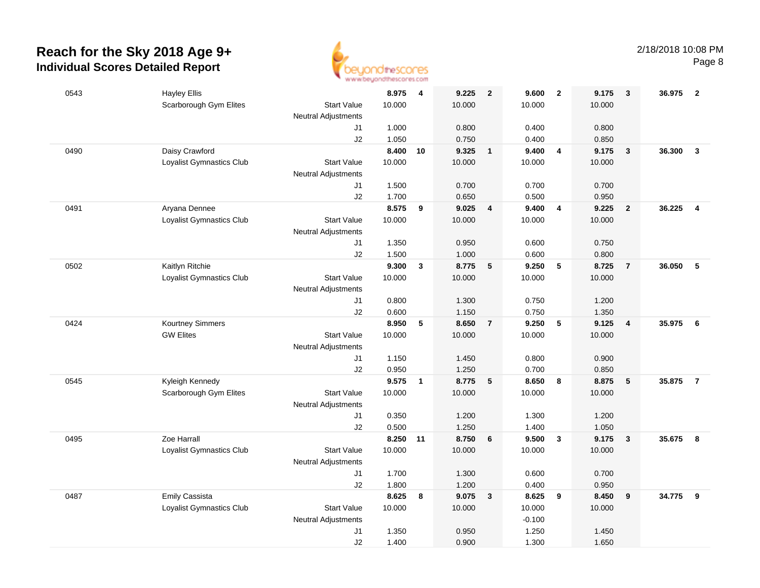# Reach for the Sky 2018 Age 9+

## Individual Scores Detailed Report

2/18/2018 10:08 PM

| # | Name / Club | | Vault | Rank | Bars | Rank | Beam | Rank | Floor | Rank | AA | Rank |
|---|---|---|---|---|---|---|---|---|---|---|---|---|
| 0543 | Hayley Ellis | | **8.975** | **4** | **9.225** | **2** | **9.600** | **2** | **9.175** | **3** | **36.975** | **2** |
| | Scarborough Gym Elites | Start Value | 10.000 | | 10.000 | | 10.000 | | 10.000 | | | |
| | | Neutral Adjustments | | | | | | | | | | |
| | | J1 | 1.000 | | 0.800 | | 0.400 | | 0.800 | | | |
| | | J2 | 1.050 | | 0.750 | | 0.400 | | 0.850 | | | |
| 0490 | Daisy Crawford | | **8.400** | **10** | **9.325** | **1** | **9.400** | **4** | **9.175** | **3** | **36.300** | **3** |
| | Loyalist Gymnastics Club | Start Value | 10.000 | | 10.000 | | 10.000 | | 10.000 | | | |
| | | Neutral Adjustments | | | | | | | | | | |
| | | J1 | 1.500 | | 0.700 | | 0.700 | | 0.700 | | | |
| | | J2 | 1.700 | | 0.650 | | 0.500 | | 0.950 | | | |
| 0491 | Aryana Dennee | | **8.575** | **9** | **9.025** | **4** | **9.400** | **4** | **9.225** | **2** | **36.225** | **4** |
| | Loyalist Gymnastics Club | Start Value | 10.000 | | 10.000 | | 10.000 | | 10.000 | | | |
| | | Neutral Adjustments | | | | | | | | | | |
| | | J1 | 1.350 | | 0.950 | | 0.600 | | 0.750 | | | |
| | | J2 | 1.500 | | 1.000 | | 0.600 | | 0.800 | | | |
| 0502 | Kaitlyn Ritchie | | **9.300** | **3** | **8.775** | **5** | **9.250** | **5** | **8.725** | **7** | **36.050** | **5** |
| | Loyalist Gymnastics Club | Start Value | 10.000 | | 10.000 | | 10.000 | | 10.000 | | | |
| | | Neutral Adjustments | | | | | | | | | | |
| | | J1 | 0.800 | | 1.300 | | 0.750 | | 1.200 | | | |
| | | J2 | 0.600 | | 1.150 | | 0.750 | | 1.350 | | | |
| 0424 | Kourtney Simmers | | **8.950** | **5** | **8.650** | **7** | **9.250** | **5** | **9.125** | **4** | **35.975** | **6** |
| | GW Elites | Start Value | 10.000 | | 10.000 | | 10.000 | | 10.000 | | | |
| | | Neutral Adjustments | | | | | | | | | | |
| | | J1 | 1.150 | | 1.450 | | 0.800 | | 0.900 | | | |
| | | J2 | 0.950 | | 1.250 | | 0.700 | | 0.850 | | | |
| 0545 | Kyleigh Kennedy | | **9.575** | **1** | **8.775** | **5** | **8.650** | **8** | **8.875** | **5** | **35.875** | **7** |
| | Scarborough Gym Elites | Start Value | 10.000 | | 10.000 | | 10.000 | | 10.000 | | | |
| | | Neutral Adjustments | | | | | | | | | | |
| | | J1 | 0.350 | | 1.200 | | 1.300 | | 1.200 | | | |
| | | J2 | 0.500 | | 1.250 | | 1.400 | | 1.050 | | | |
| 0495 | Zoe Harrall | | **8.250** | **11** | **8.750** | **6** | **9.500** | **3** | **9.175** | **3** | **35.675** | **8** |
| | Loyalist Gymnastics Club | Start Value | 10.000 | | 10.000 | | 10.000 | | 10.000 | | | |
| | | Neutral Adjustments | | | | | | | | | | |
| | | J1 | 1.700 | | 1.300 | | 0.600 | | 0.700 | | | |
| | | J2 | 1.800 | | 1.200 | | 0.400 | | 0.950 | | | |
| 0487 | Emily Cassista | | **8.625** | **8** | **9.075** | **3** | **8.625** | **9** | **8.450** | **9** | **34.775** | **9** |
| | Loyalist Gymnastics Club | Start Value | 10.000 | | 10.000 | | 10.000 | | 10.000 | | | |
| | | Neutral Adjustments | | | | | -0.100 | | | | | |
| | | J1 | 1.350 | | 0.950 | | 1.250 | | 1.450 | | | |
| | | J2 | 1.400 | | 0.900 | | 1.300 | | 1.650 | | | |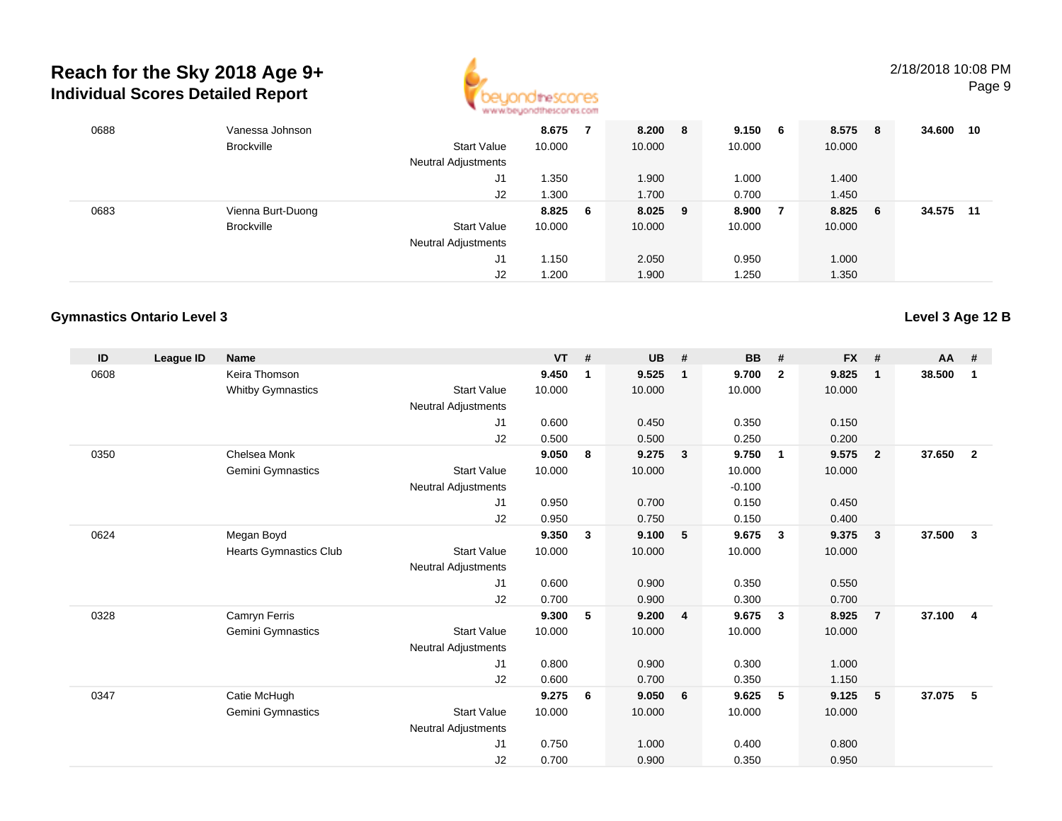# Reach for the Sky 2018 Age 9+
## Individual Scores Detailed Report

| ID | League ID | Name | | VT | # | UB | # | BB | # | FX | # | AA | # |
|---|---|---|---|---|---|---|---|---|---|---|---|---|---|
| 0688 | | Vanessa Johnson | | **8.675** | **7** | **8.200** | **8** | **9.150** | **6** | **8.575** | **8** | **34.600** | **10** |
| | | Brockville | Start Value | 10.000 | | 10.000 | | 10.000 | | 10.000 | | | |
| | | | Neutral Adjustments | | | | | | | | | | |
| | | | J1 | 1.350 | | 1.900 | | 1.000 | | 1.400 | | | |
| | | | J2 | 1.300 | | 1.700 | | 0.700 | | 1.450 | | | |
| 0683 | | Vienna Burt-Duong | | **8.825** | **6** | **8.025** | **9** | **8.900** | **7** | **8.825** | **6** | **34.575** | **11** |
| | | Brockville | Start Value | 10.000 | | 10.000 | | 10.000 | | 10.000 | | | |
| | | | Neutral Adjustments | | | | | | | | | | |
| | | | J1 | 1.150 | | 2.050 | | 0.950 | | 1.000 | | | |
| | | | J2 | 1.200 | | 1.900 | | 1.250 | | 1.350 | | | |

### Gymnastics Ontario Level 3

### Level 3 Age 12 B

| ID | League ID | Name | | VT | # | UB | # | BB | # | FX | # | AA | # |
|---|---|---|---|---|---|---|---|---|---|---|---|---|---|
| 0608 | | Keira Thomson | | **9.450** | **1** | **9.525** | **1** | **9.700** | **2** | **9.825** | **1** | **38.500** | **1** |
| | | Whitby Gymnastics | Start Value | 10.000 | | 10.000 | | 10.000 | | 10.000 | | | |
| | | | Neutral Adjustments | | | | | | | | | | |
| | | | J1 | 0.600 | | 0.450 | | 0.350 | | 0.150 | | | |
| | | | J2 | 0.500 | | 0.500 | | 0.250 | | 0.200 | | | |
| 0350 | | Chelsea Monk | | **9.050** | **8** | **9.275** | **3** | **9.750** | **1** | **9.575** | **2** | **37.650** | **2** |
| | | Gemini Gymnastics | Start Value | 10.000 | | 10.000 | | 10.000 | | 10.000 | | | |
| | | | Neutral Adjustments | | | | | -0.100 | | | | | |
| | | | J1 | 0.950 | | 0.700 | | 0.150 | | 0.450 | | | |
| | | | J2 | 0.950 | | 0.750 | | 0.150 | | 0.400 | | | |
| 0624 | | Megan Boyd | | **9.350** | **3** | **9.100** | **5** | **9.675** | **3** | **9.375** | **3** | **37.500** | **3** |
| | | Hearts Gymnastics Club | Start Value | 10.000 | | 10.000 | | 10.000 | | 10.000 | | | |
| | | | Neutral Adjustments | | | | | | | | | | |
| | | | J1 | 0.600 | | 0.900 | | 0.350 | | 0.550 | | | |
| | | | J2 | 0.700 | | 0.900 | | 0.300 | | 0.700 | | | |
| 0328 | | Camryn Ferris | | **9.300** | **5** | **9.200** | **4** | **9.675** | **3** | **8.925** | **7** | **37.100** | **4** |
| | | Gemini Gymnastics | Start Value | 10.000 | | 10.000 | | 10.000 | | 10.000 | | | |
| | | | Neutral Adjustments | | | | | | | | | | |
| | | | J1 | 0.800 | | 0.900 | | 0.300 | | 1.000 | | | |
| | | | J2 | 0.600 | | 0.700 | | 0.350 | | 1.150 | | | |
| 0347 | | Catie McHugh | | **9.275** | **6** | **9.050** | **6** | **9.625** | **5** | **9.125** | **5** | **37.075** | **5** |
| | | Gemini Gymnastics | Start Value | 10.000 | | 10.000 | | 10.000 | | 10.000 | | | |
| | | | Neutral Adjustments | | | | | | | | | | |
| | | | J1 | 0.750 | | 1.000 | | 0.400 | | 0.800 | | | |
| | | | J2 | 0.700 | | 0.900 | | 0.350 | | 0.950 | | | |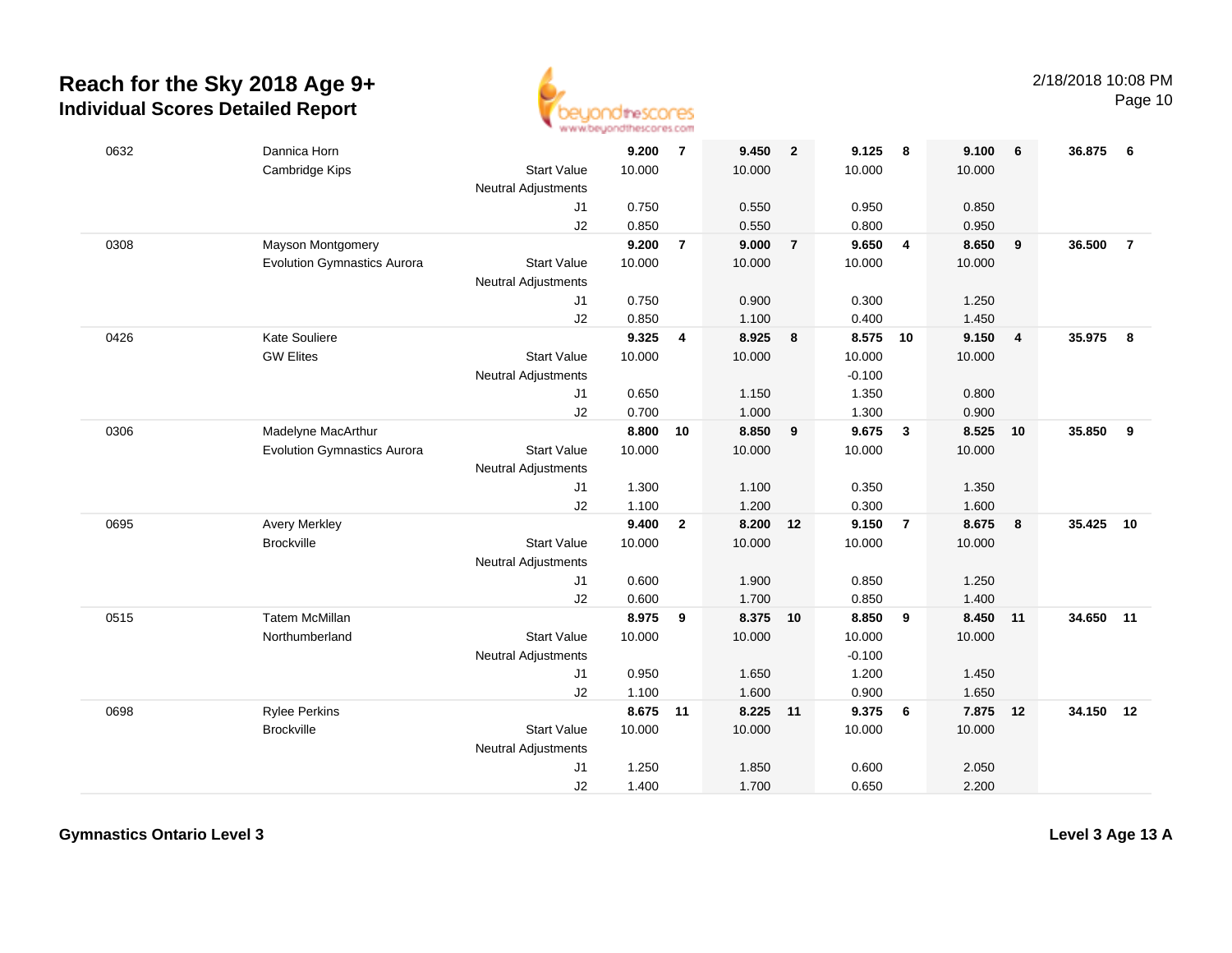# Reach for the Sky 2018 Age 9+
## Individual Scores Detailed Report

2/18/2018 10:08 PM

| # | Name / Club | | Vault | Rk | Bars | Rk | Beam | Rk | Floor | Rk | AA | Rk |
|---|---|---|---|---|---|---|---|---|---|---|---|---|
| 0632 | Dannica Horn | | **9.200** | **7** | **9.450** | **2** | **9.125** | **8** | **9.100** | **6** | **36.875** | **6** |
| | Cambridge Kips | Start Value | 10.000 | | 10.000 | | 10.000 | | 10.000 | | | |
| | | Neutral Adjustments | | | | | | | | | | |
| | | J1 | 0.750 | | 0.550 | | 0.950 | | 0.850 | | | |
| | | J2 | 0.850 | | 0.550 | | 0.800 | | 0.950 | | | |
| 0308 | Mayson Montgomery | | **9.200** | **7** | **9.000** | **7** | **9.650** | **4** | **8.650** | **9** | **36.500** | **7** |
| | Evolution Gymnastics Aurora | Start Value | 10.000 | | 10.000 | | 10.000 | | 10.000 | | | |
| | | Neutral Adjustments | | | | | | | | | | |
| | | J1 | 0.750 | | 0.900 | | 0.300 | | 1.250 | | | |
| | | J2 | 0.850 | | 1.100 | | 0.400 | | 1.450 | | | |
| 0426 | Kate Souliere | | **9.325** | **4** | **8.925** | **8** | **8.575** | **10** | **9.150** | **4** | **35.975** | **8** |
| | GW Elites | Start Value | 10.000 | | 10.000 | | 10.000 | | 10.000 | | | |
| | | Neutral Adjustments | | | | | -0.100 | | | | | |
| | | J1 | 0.650 | | 1.150 | | 1.350 | | 0.800 | | | |
| | | J2 | 0.700 | | 1.000 | | 1.300 | | 0.900 | | | |
| 0306 | Madelyne MacArthur | | **8.800** | **10** | **8.850** | **9** | **9.675** | **3** | **8.525** | **10** | **35.850** | **9** |
| | Evolution Gymnastics Aurora | Start Value | 10.000 | | 10.000 | | 10.000 | | 10.000 | | | |
| | | Neutral Adjustments | | | | | | | | | | |
| | | J1 | 1.300 | | 1.100 | | 0.350 | | 1.350 | | | |
| | | J2 | 1.100 | | 1.200 | | 0.300 | | 1.600 | | | |
| 0695 | Avery Merkley | | **9.400** | **2** | **8.200** | **12** | **9.150** | **7** | **8.675** | **8** | **35.425** | **10** |
| | Brockville | Start Value | 10.000 | | 10.000 | | 10.000 | | 10.000 | | | |
| | | Neutral Adjustments | | | | | | | | | | |
| | | J1 | 0.600 | | 1.900 | | 0.850 | | 1.250 | | | |
| | | J2 | 0.600 | | 1.700 | | 0.850 | | 1.400 | | | |
| 0515 | Tatem McMillan | | **8.975** | **9** | **8.375** | **10** | **8.850** | **9** | **8.450** | **11** | **34.650** | **11** |
| | Northumberland | Start Value | 10.000 | | 10.000 | | 10.000 | | 10.000 | | | |
| | | Neutral Adjustments | | | | | -0.100 | | | | | |
| | | J1 | 0.950 | | 1.650 | | 1.200 | | 1.450 | | | |
| | | J2 | 1.100 | | 1.600 | | 0.900 | | 1.650 | | | |
| 0698 | Rylee Perkins | | **8.675** | **11** | **8.225** | **11** | **9.375** | **6** | **7.875** | **12** | **34.150** | **12** |
| | Brockville | Start Value | 10.000 | | 10.000 | | 10.000 | | 10.000 | | | |
| | | Neutral Adjustments | | | | | | | | | | |
| | | J1 | 1.250 | | 1.850 | | 0.600 | | 2.050 | | | |
| | | J2 | 1.400 | | 1.700 | | 0.650 | | 2.200 | | | |

**Gymnastics Ontario Level 3** **Level 3 Age 13 A**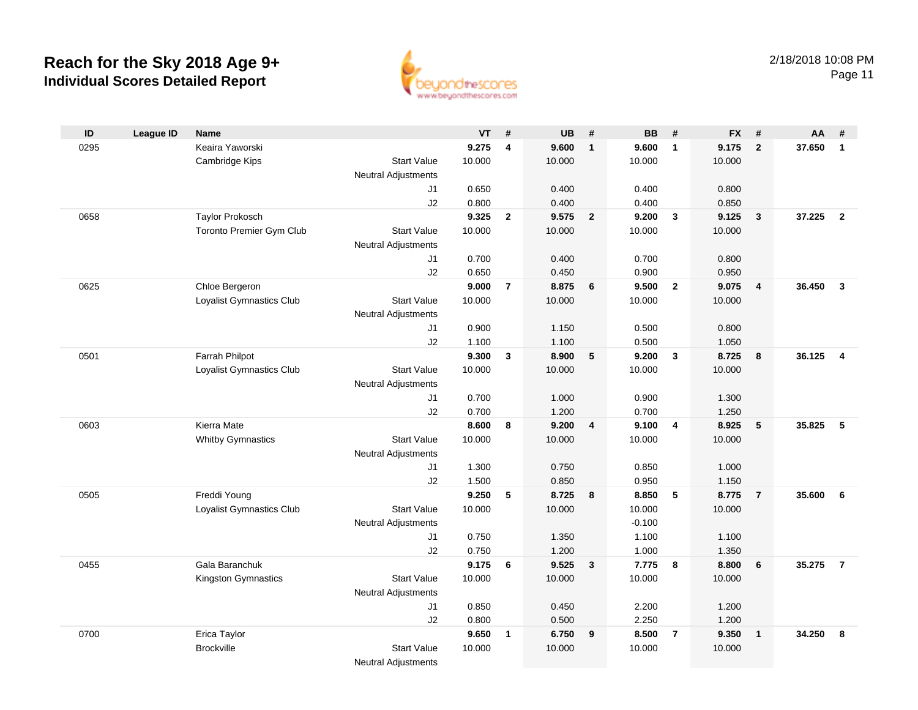# Reach for the Sky 2018 Age 9+
## Individual Scores Detailed Report

2/18/2018 10:08 PM

| ID | League ID | Name | | VT | # | UB | # | BB | # | FX | # | AA | # |
|---|---|---|---|---|---|---|---|---|---|---|---|---|---|
| 0295 | | Keaira Yaworski | | **9.275** | **4** | **9.600** | **1** | **9.600** | **1** | **9.175** | **2** | **37.650** | **1** |
| | | Cambridge Kips | Start Value | 10.000 | | 10.000 | | 10.000 | | 10.000 | | | |
| | | | Neutral Adjustments | | | | | | | | | | |
| | | | J1 | 0.650 | | 0.400 | | 0.400 | | 0.800 | | | |
| | | | J2 | 0.800 | | 0.400 | | 0.400 | | 0.850 | | | |
| 0658 | | Taylor Prokosch | | **9.325** | **2** | **9.575** | **2** | **9.200** | **3** | **9.125** | **3** | **37.225** | **2** |
| | | Toronto Premier Gym Club | Start Value | 10.000 | | 10.000 | | 10.000 | | 10.000 | | | |
| | | | Neutral Adjustments | | | | | | | | | | |
| | | | J1 | 0.700 | | 0.400 | | 0.700 | | 0.800 | | | |
| | | | J2 | 0.650 | | 0.450 | | 0.900 | | 0.950 | | | |
| 0625 | | Chloe Bergeron | | **9.000** | **7** | **8.875** | **6** | **9.500** | **2** | **9.075** | **4** | **36.450** | **3** |
| | | Loyalist Gymnastics Club | Start Value | 10.000 | | 10.000 | | 10.000 | | 10.000 | | | |
| | | | Neutral Adjustments | | | | | | | | | | |
| | | | J1 | 0.900 | | 1.150 | | 0.500 | | 0.800 | | | |
| | | | J2 | 1.100 | | 1.100 | | 0.500 | | 1.050 | | | |
| 0501 | | Farrah Philpot | | **9.300** | **3** | **8.900** | **5** | **9.200** | **3** | **8.725** | **8** | **36.125** | **4** |
| | | Loyalist Gymnastics Club | Start Value | 10.000 | | 10.000 | | 10.000 | | 10.000 | | | |
| | | | Neutral Adjustments | | | | | | | | | | |
| | | | J1 | 0.700 | | 1.000 | | 0.900 | | 1.300 | | | |
| | | | J2 | 0.700 | | 1.200 | | 0.700 | | 1.250 | | | |
| 0603 | | Kierra Mate | | **8.600** | **8** | **9.200** | **4** | **9.100** | **4** | **8.925** | **5** | **35.825** | **5** |
| | | Whitby Gymnastics | Start Value | 10.000 | | 10.000 | | 10.000 | | 10.000 | | | |
| | | | Neutral Adjustments | | | | | | | | | | |
| | | | J1 | 1.300 | | 0.750 | | 0.850 | | 1.000 | | | |
| | | | J2 | 1.500 | | 0.850 | | 0.950 | | 1.150 | | | |
| 0505 | | Freddi Young | | **9.250** | **5** | **8.725** | **8** | **8.850** | **5** | **8.775** | **7** | **35.600** | **6** |
| | | Loyalist Gymnastics Club | Start Value | 10.000 | | 10.000 | | 10.000 | | 10.000 | | | |
| | | | Neutral Adjustments | | | | | -0.100 | | | | | |
| | | | J1 | 0.750 | | 1.350 | | 1.100 | | 1.100 | | | |
| | | | J2 | 0.750 | | 1.200 | | 1.000 | | 1.350 | | | |
| 0455 | | Gala Baranchuk | | **9.175** | **6** | **9.525** | **3** | **7.775** | **8** | **8.800** | **6** | **35.275** | **7** |
| | | Kingston Gymnastics | Start Value | 10.000 | | 10.000 | | 10.000 | | 10.000 | | | |
| | | | Neutral Adjustments | | | | | | | | | | |
| | | | J1 | 0.850 | | 0.450 | | 2.200 | | 1.200 | | | |
| | | | J2 | 0.800 | | 0.500 | | 2.250 | | 1.200 | | | |
| 0700 | | Erica Taylor | | **9.650** | **1** | **6.750** | **9** | **8.500** | **7** | **9.350** | **1** | **34.250** | **8** |
| | | Brockville | Start Value | 10.000 | | 10.000 | | 10.000 | | 10.000 | | | |
| | | | Neutral Adjustments | | | | | | | | | | |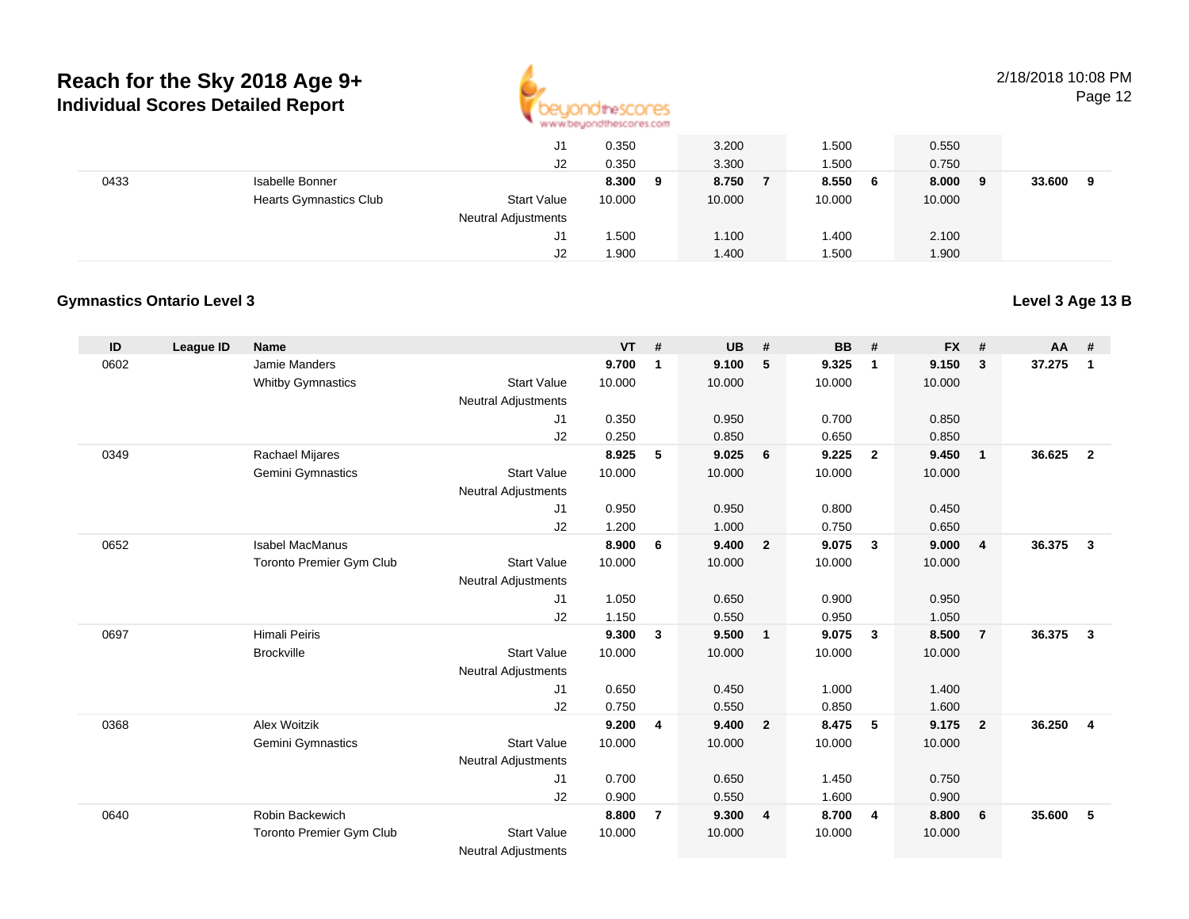# Reach for the Sky 2018 Age 9+
## Individual Scores Detailed Report

| ID | League ID | Name | | VT | # | UB | # | BB | # | FX | # | AA | # |
|---|---|---|---|---|---|---|---|---|---|---|---|---|---|
| | | | J1 | 0.350 | | 3.200 | | 1.500 | | 0.550 | | | |
| | | | J2 | 0.350 | | 3.300 | | 1.500 | | 0.750 | | | |
| 0433 | | Isabelle Bonner | | **8.300** | **9** | **8.750** | **7** | **8.550** | **6** | **8.000** | **9** | **33.600** | **9** |
| | | Hearts Gymnastics Club | Start Value | 10.000 | | 10.000 | | 10.000 | | 10.000 | | | |
| | | | Neutral Adjustments | | | | | | | | | | |
| | | | J1 | 1.500 | | 1.100 | | 1.400 | | 2.100 | | | |
| | | | J2 | 1.900 | | 1.400 | | 1.500 | | 1.900 | | | |

### Gymnastics Ontario Level 3

**Level 3 Age 13 B**

| ID | League ID | Name | | VT | # | UB | # | BB | # | FX | # | AA | # |
|---|---|---|---|---|---|---|---|---|---|---|---|---|---|
| 0602 | | Jamie Manders | | **9.700** | **1** | **9.100** | **5** | **9.325** | **1** | **9.150** | **3** | **37.275** | **1** |
| | | Whitby Gymnastics | Start Value | 10.000 | | 10.000 | | 10.000 | | 10.000 | | | |
| | | | Neutral Adjustments | | | | | | | | | | |
| | | | J1 | 0.350 | | 0.950 | | 0.700 | | 0.850 | | | |
| | | | J2 | 0.250 | | 0.850 | | 0.650 | | 0.850 | | | |
| 0349 | | Rachael Mijares | | **8.925** | **5** | **9.025** | **6** | **9.225** | **2** | **9.450** | **1** | **36.625** | **2** |
| | | Gemini Gymnastics | Start Value | 10.000 | | 10.000 | | 10.000 | | 10.000 | | | |
| | | | Neutral Adjustments | | | | | | | | | | |
| | | | J1 | 0.950 | | 0.950 | | 0.800 | | 0.450 | | | |
| | | | J2 | 1.200 | | 1.000 | | 0.750 | | 0.650 | | | |
| 0652 | | Isabel MacManus | | **8.900** | **6** | **9.400** | **2** | **9.075** | **3** | **9.000** | **4** | **36.375** | **3** |
| | | Toronto Premier Gym Club | Start Value | 10.000 | | 10.000 | | 10.000 | | 10.000 | | | |
| | | | Neutral Adjustments | | | | | | | | | | |
| | | | J1 | 1.050 | | 0.650 | | 0.900 | | 0.950 | | | |
| | | | J2 | 1.150 | | 0.550 | | 0.950 | | 1.050 | | | |
| 0697 | | Himali Peiris | | **9.300** | **3** | **9.500** | **1** | **9.075** | **3** | **8.500** | **7** | **36.375** | **3** |
| | | Brockville | Start Value | 10.000 | | 10.000 | | 10.000 | | 10.000 | | | |
| | | | Neutral Adjustments | | | | | | | | | | |
| | | | J1 | 0.650 | | 0.450 | | 1.000 | | 1.400 | | | |
| | | | J2 | 0.750 | | 0.550 | | 0.850 | | 1.600 | | | |
| 0368 | | Alex Woitzik | | **9.200** | **4** | **9.400** | **2** | **8.475** | **5** | **9.175** | **2** | **36.250** | **4** |
| | | Gemini Gymnastics | Start Value | 10.000 | | 10.000 | | 10.000 | | 10.000 | | | |
| | | | Neutral Adjustments | | | | | | | | | | |
| | | | J1 | 0.700 | | 0.650 | | 1.450 | | 0.750 | | | |
| | | | J2 | 0.900 | | 0.550 | | 1.600 | | 0.900 | | | |
| 0640 | | Robin Backewich | | **8.800** | **7** | **9.300** | **4** | **8.700** | **4** | **8.800** | **6** | **35.600** | **5** |
| | | Toronto Premier Gym Club | Start Value | 10.000 | | 10.000 | | 10.000 | | 10.000 | | | |
| | | | Neutral Adjustments | | | | | | | | | | |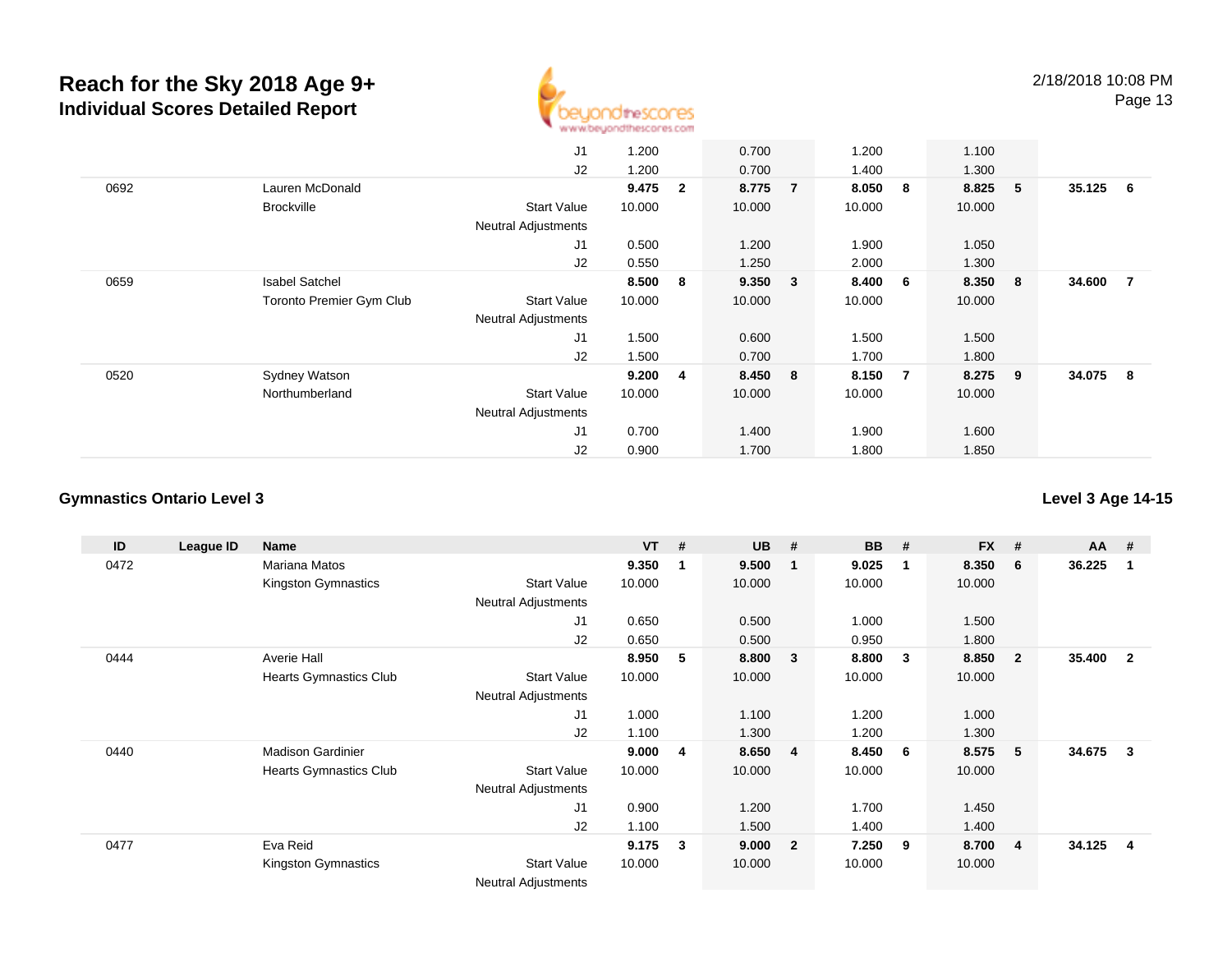# Reach for the Sky 2018 Age 9+

## Individual Scores Detailed Report

2/18/2018 10:08 PM

| ID | League ID | Name | | VT | # | UB | # | BB | # | FX | # | AA | # |
|---|---|---|---|---|---|---|---|---|---|---|---|---|---|
| | | | J1 | 1.200 | | 0.700 | | 1.200 | | 1.100 | | | |
| | | | J2 | 1.200 | | 0.700 | | 1.400 | | 1.300 | | | |
| 0692 | | Lauren McDonald | | **9.475** | **2** | **8.775** | **7** | **8.050** | **8** | **8.825** | **5** | **35.125** | **6** |
| | | Brockville | Start Value | 10.000 | | 10.000 | | 10.000 | | 10.000 | | | |
| | | | Neutral Adjustments | | | | | | | | | | |
| | | | J1 | 0.500 | | 1.200 | | 1.900 | | 1.050 | | | |
| | | | J2 | 0.550 | | 1.250 | | 2.000 | | 1.300 | | | |
| 0659 | | Isabel Satchel | | **8.500** | **8** | **9.350** | **3** | **8.400** | **6** | **8.350** | **8** | **34.600** | **7** |
| | | Toronto Premier Gym Club | Start Value | 10.000 | | 10.000 | | 10.000 | | 10.000 | | | |
| | | | Neutral Adjustments | | | | | | | | | | |
| | | | J1 | 1.500 | | 0.600 | | 1.500 | | 1.500 | | | |
| | | | J2 | 1.500 | | 0.700 | | 1.700 | | 1.800 | | | |
| 0520 | | Sydney Watson | | **9.200** | **4** | **8.450** | **8** | **8.150** | **7** | **8.275** | **9** | **34.075** | **8** |
| | | Northumberland | Start Value | 10.000 | | 10.000 | | 10.000 | | 10.000 | | | |
| | | | Neutral Adjustments | | | | | | | | | | |
| | | | J1 | 0.700 | | 1.400 | | 1.900 | | 1.600 | | | |
| | | | J2 | 0.900 | | 1.700 | | 1.800 | | 1.850 | | | |

### Gymnastics Ontario Level 3

**Level 3 Age 14-15**

| ID | League ID | Name | | VT | # | UB | # | BB | # | FX | # | AA | # |
|---|---|---|---|---|---|---|---|---|---|---|---|---|---|
| 0472 | | Mariana Matos | | **9.350** | **1** | **9.500** | **1** | **9.025** | **1** | **8.350** | **6** | **36.225** | **1** |
| | | Kingston Gymnastics | Start Value | 10.000 | | 10.000 | | 10.000 | | 10.000 | | | |
| | | | Neutral Adjustments | | | | | | | | | | |
| | | | J1 | 0.650 | | 0.500 | | 1.000 | | 1.500 | | | |
| | | | J2 | 0.650 | | 0.500 | | 0.950 | | 1.800 | | | |
| 0444 | | Averie Hall | | **8.950** | **5** | **8.800** | **3** | **8.800** | **3** | **8.850** | **2** | **35.400** | **2** |
| | | Hearts Gymnastics Club | Start Value | 10.000 | | 10.000 | | 10.000 | | 10.000 | | | |
| | | | Neutral Adjustments | | | | | | | | | | |
| | | | J1 | 1.000 | | 1.100 | | 1.200 | | 1.000 | | | |
| | | | J2 | 1.100 | | 1.300 | | 1.200 | | 1.300 | | | |
| 0440 | | Madison Gardinier | | **9.000** | **4** | **8.650** | **4** | **8.450** | **6** | **8.575** | **5** | **34.675** | **3** |
| | | Hearts Gymnastics Club | Start Value | 10.000 | | 10.000 | | 10.000 | | 10.000 | | | |
| | | | Neutral Adjustments | | | | | | | | | | |
| | | | J1 | 0.900 | | 1.200 | | 1.700 | | 1.450 | | | |
| | | | J2 | 1.100 | | 1.500 | | 1.400 | | 1.400 | | | |
| 0477 | | Eva Reid | | **9.175** | **3** | **9.000** | **2** | **7.250** | **9** | **8.700** | **4** | **34.125** | **4** |
| | | Kingston Gymnastics | Start Value | 10.000 | | 10.000 | | 10.000 | | 10.000 | | | |
| | | | Neutral Adjustments | | | | | | | | | | |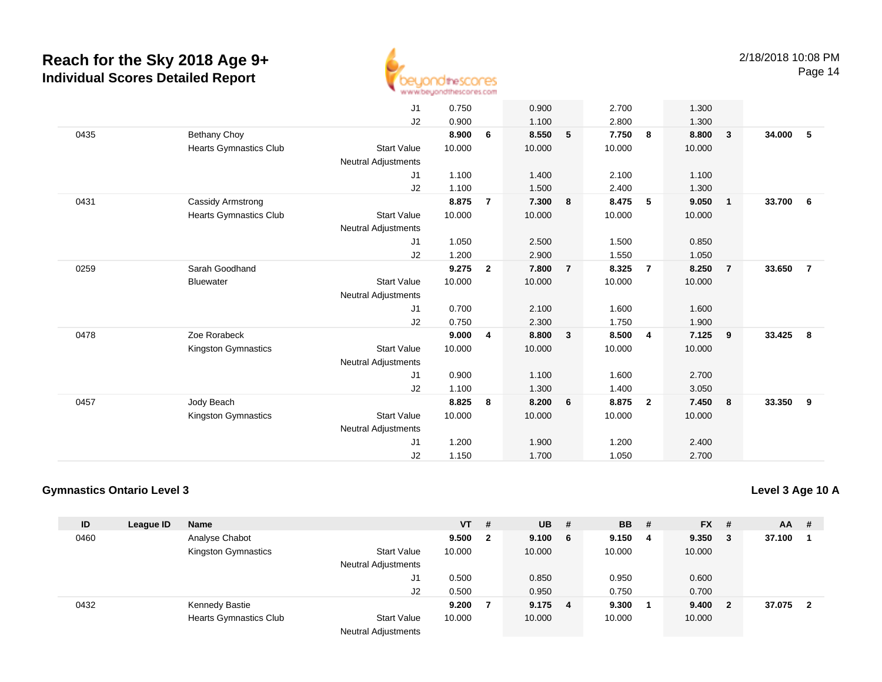# Reach for the Sky 2018 Age 9+
## Individual Scores Detailed Report

2/18/2018 10:08 PM

| ID | League ID | Name | | VT | # | UB | # | BB | # | FX | # | AA | # |
|---|---|---|---|---|---|---|---|---|---|---|---|---|---|
| | | | J1 | 0.750 | | 0.900 | | 2.700 | | 1.300 | | | |
| | | | J2 | 0.900 | | 1.100 | | 2.800 | | 1.300 | | | |
| 0435 | | Bethany Choy | | **8.900** | **6** | **8.550** | **5** | **7.750** | **8** | **8.800** | **3** | **34.000** | **5** |
| | | Hearts Gymnastics Club | Start Value | 10.000 | | 10.000 | | 10.000 | | 10.000 | | | |
| | | | Neutral Adjustments | | | | | | | | | | |
| | | | J1 | 1.100 | | 1.400 | | 2.100 | | 1.100 | | | |
| | | | J2 | 1.100 | | 1.500 | | 2.400 | | 1.300 | | | |
| 0431 | | Cassidy Armstrong | | **8.875** | **7** | **7.300** | **8** | **8.475** | **5** | **9.050** | **1** | **33.700** | **6** |
| | | Hearts Gymnastics Club | Start Value | 10.000 | | 10.000 | | 10.000 | | 10.000 | | | |
| | | | Neutral Adjustments | | | | | | | | | | |
| | | | J1 | 1.050 | | 2.500 | | 1.500 | | 0.850 | | | |
| | | | J2 | 1.200 | | 2.900 | | 1.550 | | 1.050 | | | |
| 0259 | | Sarah Goodhand | | **9.275** | **2** | **7.800** | **7** | **8.325** | **7** | **8.250** | **7** | **33.650** | **7** |
| | | Bluewater | Start Value | 10.000 | | 10.000 | | 10.000 | | 10.000 | | | |
| | | | Neutral Adjustments | | | | | | | | | | |
| | | | J1 | 0.700 | | 2.100 | | 1.600 | | 1.600 | | | |
| | | | J2 | 0.750 | | 2.300 | | 1.750 | | 1.900 | | | |
| 0478 | | Zoe Rorabeck | | **9.000** | **4** | **8.800** | **3** | **8.500** | **4** | **7.125** | **9** | **33.425** | **8** |
| | | Kingston Gymnastics | Start Value | 10.000 | | 10.000 | | 10.000 | | 10.000 | | | |
| | | | Neutral Adjustments | | | | | | | | | | |
| | | | J1 | 0.900 | | 1.100 | | 1.600 | | 2.700 | | | |
| | | | J2 | 1.100 | | 1.300 | | 1.400 | | 3.050 | | | |
| 0457 | | Jody Beach | | **8.825** | **8** | **8.200** | **6** | **8.875** | **2** | **7.450** | **8** | **33.350** | **9** |
| | | Kingston Gymnastics | Start Value | 10.000 | | 10.000 | | 10.000 | | 10.000 | | | |
| | | | Neutral Adjustments | | | | | | | | | | |
| | | | J1 | 1.200 | | 1.900 | | 1.200 | | 2.400 | | | |
| | | | J2 | 1.150 | | 1.700 | | 1.050 | | 2.700 | | | |

### Gymnastics Ontario Level 3

**Level 3 Age 10 A**

| ID | League ID | Name | | VT | # | UB | # | BB | # | FX | # | AA | # |
|---|---|---|---|---|---|---|---|---|---|---|---|---|---|
| 0460 | | Analyse Chabot | | **9.500** | **2** | **9.100** | **6** | **9.150** | **4** | **9.350** | **3** | **37.100** | **1** |
| | | Kingston Gymnastics | Start Value | 10.000 | | 10.000 | | 10.000 | | 10.000 | | | |
| | | | Neutral Adjustments | | | | | | | | | | |
| | | | J1 | 0.500 | | 0.850 | | 0.950 | | 0.600 | | | |
| | | | J2 | 0.500 | | 0.950 | | 0.750 | | 0.700 | | | |
| 0432 | | Kennedy Bastie | | **9.200** | **7** | **9.175** | **4** | **9.300** | **1** | **9.400** | **2** | **37.075** | **2** |
| | | Hearts Gymnastics Club | Start Value | 10.000 | | 10.000 | | 10.000 | | 10.000 | | | |
| | | | Neutral Adjustments | | | | | | | | | | |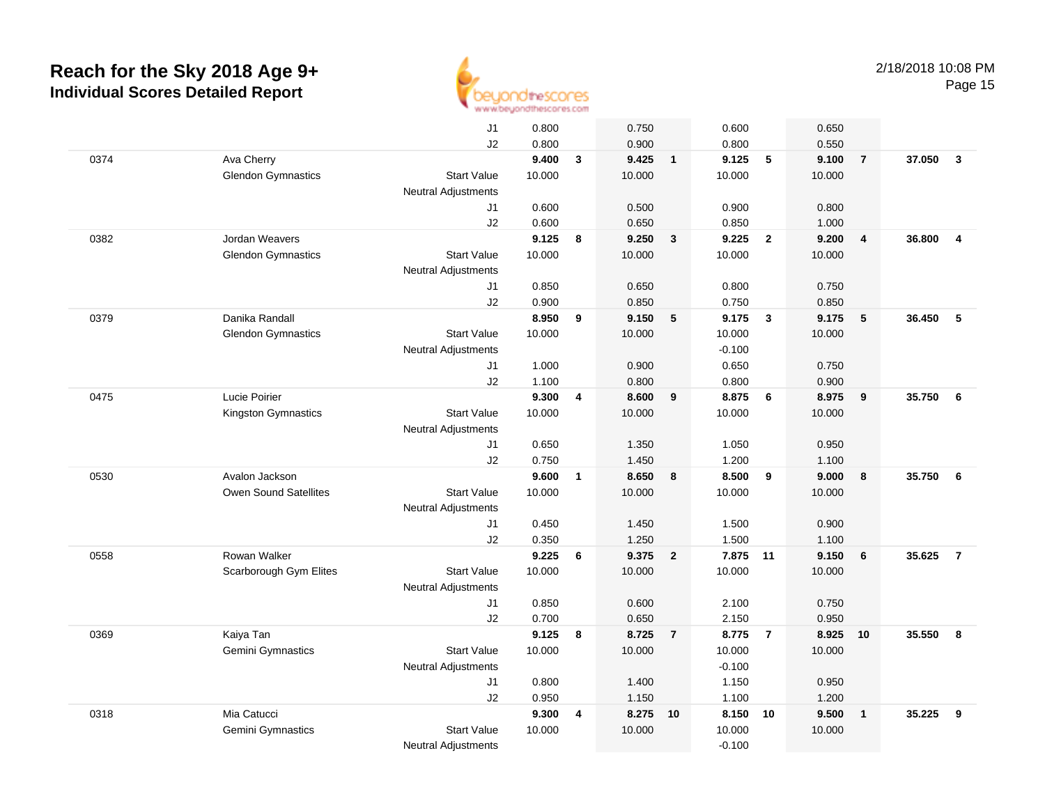# Reach for the Sky 2018 Age 9+
## Individual Scores Detailed Report

2/18/2018 10:08 PM

| | | | | | | | | | | | | |
|---|---|---|---|---|---|---|---|---|---|---|---|---|
| | | J1 | 0.800 | | 0.750 | | 0.600 | | 0.650 | | | |
| | | J2 | 0.800 | | 0.900 | | 0.800 | | 0.550 | | | |
| 0374 | Ava Cherry | | **9.400** | **3** | **9.425** | **1** | **9.125** | **5** | **9.100** | **7** | **37.050** | **3** |
| | Glendon Gymnastics | Start Value | 10.000 | | 10.000 | | 10.000 | | 10.000 | | | |
| | | Neutral Adjustments | | | | | | | | | | |
| | | J1 | 0.600 | | 0.500 | | 0.900 | | 0.800 | | | |
| | | J2 | 0.600 | | 0.650 | | 0.850 | | 1.000 | | | |
| 0382 | Jordan Weavers | | **9.125** | **8** | **9.250** | **3** | **9.225** | **2** | **9.200** | **4** | **36.800** | **4** |
| | Glendon Gymnastics | Start Value | 10.000 | | 10.000 | | 10.000 | | 10.000 | | | |
| | | Neutral Adjustments | | | | | | | | | | |
| | | J1 | 0.850 | | 0.650 | | 0.800 | | 0.750 | | | |
| | | J2 | 0.900 | | 0.850 | | 0.750 | | 0.850 | | | |
| 0379 | Danika Randall | | **8.950** | **9** | **9.150** | **5** | **9.175** | **3** | **9.175** | **5** | **36.450** | **5** |
| | Glendon Gymnastics | Start Value | 10.000 | | 10.000 | | 10.000 | | 10.000 | | | |
| | | Neutral Adjustments | | | | | -0.100 | | | | | |
| | | J1 | 1.000 | | 0.900 | | 0.650 | | 0.750 | | | |
| | | J2 | 1.100 | | 0.800 | | 0.800 | | 0.900 | | | |
| 0475 | Lucie Poirier | | **9.300** | **4** | **8.600** | **9** | **8.875** | **6** | **8.975** | **9** | **35.750** | **6** |
| | Kingston Gymnastics | Start Value | 10.000 | | 10.000 | | 10.000 | | 10.000 | | | |
| | | Neutral Adjustments | | | | | | | | | | |
| | | J1 | 0.650 | | 1.350 | | 1.050 | | 0.950 | | | |
| | | J2 | 0.750 | | 1.450 | | 1.200 | | 1.100 | | | |
| 0530 | Avalon Jackson | | **9.600** | **1** | **8.650** | **8** | **8.500** | **9** | **9.000** | **8** | **35.750** | **6** |
| | Owen Sound Satellites | Start Value | 10.000 | | 10.000 | | 10.000 | | 10.000 | | | |
| | | Neutral Adjustments | | | | | | | | | | |
| | | J1 | 0.450 | | 1.450 | | 1.500 | | 0.900 | | | |
| | | J2 | 0.350 | | 1.250 | | 1.500 | | 1.100 | | | |
| 0558 | Rowan Walker | | **9.225** | **6** | **9.375** | **2** | **7.875** | **11** | **9.150** | **6** | **35.625** | **7** |
| | Scarborough Gym Elites | Start Value | 10.000 | | 10.000 | | 10.000 | | 10.000 | | | |
| | | Neutral Adjustments | | | | | | | | | | |
| | | J1 | 0.850 | | 0.600 | | 2.100 | | 0.750 | | | |
| | | J2 | 0.700 | | 0.650 | | 2.150 | | 0.950 | | | |
| 0369 | Kaiya Tan | | **9.125** | **8** | **8.725** | **7** | **8.775** | **7** | **8.925** | **10** | **35.550** | **8** |
| | Gemini Gymnastics | Start Value | 10.000 | | 10.000 | | 10.000 | | 10.000 | | | |
| | | Neutral Adjustments | | | | | -0.100 | | | | | |
| | | J1 | 0.800 | | 1.400 | | 1.150 | | 0.950 | | | |
| | | J2 | 0.950 | | 1.150 | | 1.100 | | 1.200 | | | |
| 0318 | Mia Catucci | | **9.300** | **4** | **8.275** | **10** | **8.150** | **10** | **9.500** | **1** | **35.225** | **9** |
| | Gemini Gymnastics | Start Value | 10.000 | | 10.000 | | 10.000 | | 10.000 | | | |
| | | Neutral Adjustments | | | | | -0.100 | | | | | |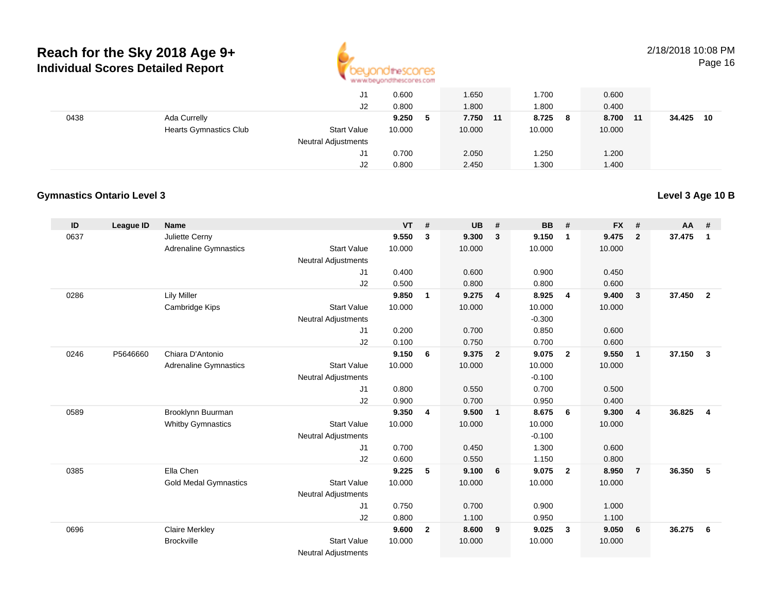# Reach for the Sky 2018 Age 9+

## Individual Scores Detailed Report

2/18/2018 10:08 PM

| ID | League ID | Name | | VT | # | UB | # | BB | # | FX | # | AA | # |
|---|---|---|---|---|---|---|---|---|---|---|---|---|---|
| | | | J1 | 0.600 | | 1.650 | | 1.700 | | 0.600 | | | |
| | | | J2 | 0.800 | | 1.800 | | 1.800 | | 0.400 | | | |
| 0438 | | Ada Currelly | | **9.250** | **5** | **7.750** | **11** | **8.725** | **8** | **8.700** | **11** | **34.425** | **10** |
| | | Hearts Gymnastics Club | Start Value | 10.000 | | 10.000 | | 10.000 | | 10.000 | | | |
| | | | Neutral Adjustments | | | | | | | | | | |
| | | | J1 | 0.700 | | 2.050 | | 1.250 | | 1.200 | | | |
| | | | J2 | 0.800 | | 2.450 | | 1.300 | | 1.400 | | | |

### Gymnastics Ontario Level 3

**Level 3 Age 10 B**

| ID | League ID | Name | | VT | # | UB | # | BB | # | FX | # | AA | # |
|---|---|---|---|---|---|---|---|---|---|---|---|---|---|
| 0637 | | Juliette Cerny | | **9.550** | **3** | **9.300** | **3** | **9.150** | **1** | **9.475** | **2** | **37.475** | **1** |
| | | Adrenaline Gymnastics | Start Value | 10.000 | | 10.000 | | 10.000 | | 10.000 | | | |
| | | | Neutral Adjustments | | | | | | | | | | |
| | | | J1 | 0.400 | | 0.600 | | 0.900 | | 0.450 | | | |
| | | | J2 | 0.500 | | 0.800 | | 0.800 | | 0.600 | | | |
| 0286 | | Lily Miller | | **9.850** | **1** | **9.275** | **4** | **8.925** | **4** | **9.400** | **3** | **37.450** | **2** |
| | | Cambridge Kips | Start Value | 10.000 | | 10.000 | | 10.000 | | 10.000 | | | |
| | | | Neutral Adjustments | | | | | -0.300 | | | | | |
| | | | J1 | 0.200 | | 0.700 | | 0.850 | | 0.600 | | | |
| | | | J2 | 0.100 | | 0.750 | | 0.700 | | 0.600 | | | |
| 0246 | P5646660 | Chiara D'Antonio | | **9.150** | **6** | **9.375** | **2** | **9.075** | **2** | **9.550** | **1** | **37.150** | **3** |
| | | Adrenaline Gymnastics | Start Value | 10.000 | | 10.000 | | 10.000 | | 10.000 | | | |
| | | | Neutral Adjustments | | | | | -0.100 | | | | | |
| | | | J1 | 0.800 | | 0.550 | | 0.700 | | 0.500 | | | |
| | | | J2 | 0.900 | | 0.700 | | 0.950 | | 0.400 | | | |
| 0589 | | Brooklynn Buurman | | **9.350** | **4** | **9.500** | **1** | **8.675** | **6** | **9.300** | **4** | **36.825** | **4** |
| | | Whitby Gymnastics | Start Value | 10.000 | | 10.000 | | 10.000 | | 10.000 | | | |
| | | | Neutral Adjustments | | | | | -0.100 | | | | | |
| | | | J1 | 0.700 | | 0.450 | | 1.300 | | 0.600 | | | |
| | | | J2 | 0.600 | | 0.550 | | 1.150 | | 0.800 | | | |
| 0385 | | Ella Chen | | **9.225** | **5** | **9.100** | **6** | **9.075** | **2** | **8.950** | **7** | **36.350** | **5** |
| | | Gold Medal Gymnastics | Start Value | 10.000 | | 10.000 | | 10.000 | | 10.000 | | | |
| | | | Neutral Adjustments | | | | | | | | | | |
| | | | J1 | 0.750 | | 0.700 | | 0.900 | | 1.000 | | | |
| | | | J2 | 0.800 | | 1.100 | | 0.950 | | 1.100 | | | |
| 0696 | | Claire Merkley | | **9.600** | **2** | **8.600** | **9** | **9.025** | **3** | **9.050** | **6** | **36.275** | **6** |
| | | Brockville | Start Value | 10.000 | | 10.000 | | 10.000 | | 10.000 | | | |
| | | | Neutral Adjustments | | | | | | | | | | |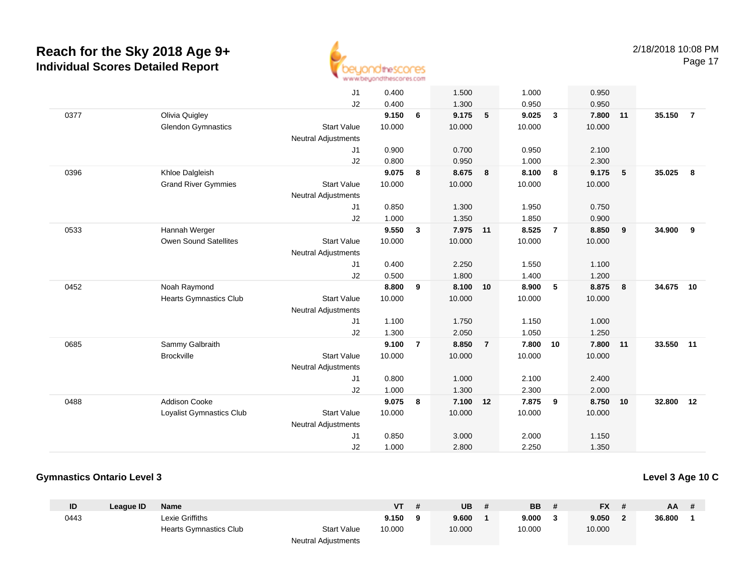# Reach for the Sky 2018 Age 9+
## Individual Scores Detailed Report

2/18/2018 10:08 PM

| ID | League ID | Name | | VT | # | UB | # | BB | # | FX | # | AA | # |
|---|---|---|---|---|---|---|---|---|---|---|---|---|---|
| | | | J1 | 0.400 | | 1.500 | | 1.000 | | 0.950 | | | |
| | | | J2 | 0.400 | | 1.300 | | 0.950 | | 0.950 | | | |
| 0377 | | Olivia Quigley | | **9.150** | **6** | **9.175** | **5** | **9.025** | **3** | **7.800** | **11** | **35.150** | **7** |
| | | Glendon Gymnastics | Start Value | 10.000 | | 10.000 | | 10.000 | | 10.000 | | | |
| | | | Neutral Adjustments | | | | | | | | | | |
| | | | J1 | 0.900 | | 0.700 | | 0.950 | | 2.100 | | | |
| | | | J2 | 0.800 | | 0.950 | | 1.000 | | 2.300 | | | |
| 0396 | | Khloe Dalgleish | | **9.075** | **8** | **8.675** | **8** | **8.100** | **8** | **9.175** | **5** | **35.025** | **8** |
| | | Grand River Gymmies | Start Value | 10.000 | | 10.000 | | 10.000 | | 10.000 | | | |
| | | | Neutral Adjustments | | | | | | | | | | |
| | | | J1 | 0.850 | | 1.300 | | 1.950 | | 0.750 | | | |
| | | | J2 | 1.000 | | 1.350 | | 1.850 | | 0.900 | | | |
| 0533 | | Hannah Werger | | **9.550** | **3** | **7.975** | **11** | **8.525** | **7** | **8.850** | **9** | **34.900** | **9** |
| | | Owen Sound Satellites | Start Value | 10.000 | | 10.000 | | 10.000 | | 10.000 | | | |
| | | | Neutral Adjustments | | | | | | | | | | |
| | | | J1 | 0.400 | | 2.250 | | 1.550 | | 1.100 | | | |
| | | | J2 | 0.500 | | 1.800 | | 1.400 | | 1.200 | | | |
| 0452 | | Noah Raymond | | **8.800** | **9** | **8.100** | **10** | **8.900** | **5** | **8.875** | **8** | **34.675** | **10** |
| | | Hearts Gymnastics Club | Start Value | 10.000 | | 10.000 | | 10.000 | | 10.000 | | | |
| | | | Neutral Adjustments | | | | | | | | | | |
| | | | J1 | 1.100 | | 1.750 | | 1.150 | | 1.000 | | | |
| | | | J2 | 1.300 | | 2.050 | | 1.050 | | 1.250 | | | |
| 0685 | | Sammy Galbraith | | **9.100** | **7** | **8.850** | **7** | **7.800** | **10** | **7.800** | **11** | **33.550** | **11** |
| | | Brockville | Start Value | 10.000 | | 10.000 | | 10.000 | | 10.000 | | | |
| | | | Neutral Adjustments | | | | | | | | | | |
| | | | J1 | 0.800 | | 1.000 | | 2.100 | | 2.400 | | | |
| | | | J2 | 1.000 | | 1.300 | | 2.300 | | 2.000 | | | |
| 0488 | | Addison Cooke | | **9.075** | **8** | **7.100** | **12** | **7.875** | **9** | **8.750** | **10** | **32.800** | **12** |
| | | Loyalist Gymnastics Club | Start Value | 10.000 | | 10.000 | | 10.000 | | 10.000 | | | |
| | | | Neutral Adjustments | | | | | | | | | | |
| | | | J1 | 0.850 | | 3.000 | | 2.000 | | 1.150 | | | |
| | | | J2 | 1.000 | | 2.800 | | 2.250 | | 1.350 | | | |

### Gymnastics Ontario Level 3

### Level 3 Age 10 C

| ID | League ID | Name | | VT | # | UB | # | BB | # | FX | # | AA | # |
|---|---|---|---|---|---|---|---|---|---|---|---|---|---|
| 0443 | | Lexie Griffiths | | **9.150** | **9** | **9.600** | **1** | **9.000** | **3** | **9.050** | **2** | **36.800** | **1** |
| | | Hearts Gymnastics Club | Start Value | 10.000 | | 10.000 | | 10.000 | | 10.000 | | | |
| | | | Neutral Adjustments | | | | | | | | | | |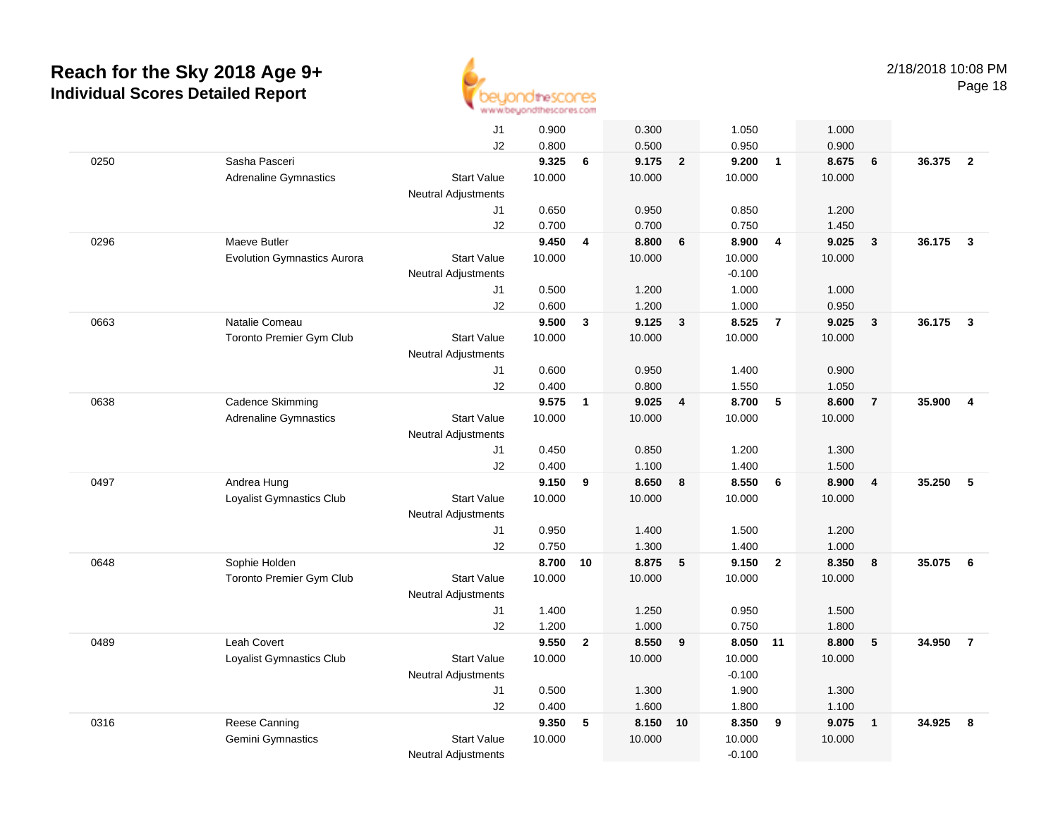# Reach for the Sky 2018 Age 9+

## Individual Scores Detailed Report

2/18/2018 10:08 PM

| # | Name | | | Vault | Rank | Bars | Rank | Beam | Rank | Floor | Rank | AA | Rank |
|---|---|---|---|---|---|---|---|---|---|---|---|---|---|
| | | | J1 | 0.900 | | 0.300 | | 1.050 | | 1.000 | | | |
| | | | J2 | 0.800 | | 0.500 | | 0.950 | | 0.900 | | | |
| 0250 | Sasha Pasceri | | | **9.325** | **6** | **9.175** | **2** | **9.200** | **1** | **8.675** | **6** | **36.375** | **2** |
| | Adrenaline Gymnastics | Start Value | | 10.000 | | 10.000 | | 10.000 | | 10.000 | | | |
| | | Neutral Adjustments | | | | | | | | | | | |
| | | | J1 | 0.650 | | 0.950 | | 0.850 | | 1.200 | | | |
| | | | J2 | 0.700 | | 0.700 | | 0.750 | | 1.450 | | | |
| 0296 | Maeve Butler | | | **9.450** | **4** | **8.800** | **6** | **8.900** | **4** | **9.025** | **3** | **36.175** | **3** |
| | Evolution Gymnastics Aurora | Start Value | | 10.000 | | 10.000 | | 10.000 | | 10.000 | | | |
| | | Neutral Adjustments | | | | | | -0.100 | | | | | |
| | | | J1 | 0.500 | | 1.200 | | 1.000 | | 1.000 | | | |
| | | | J2 | 0.600 | | 1.200 | | 1.000 | | 0.950 | | | |
| 0663 | Natalie Comeau | | | **9.500** | **3** | **9.125** | **3** | **8.525** | **7** | **9.025** | **3** | **36.175** | **3** |
| | Toronto Premier Gym Club | Start Value | | 10.000 | | 10.000 | | 10.000 | | 10.000 | | | |
| | | Neutral Adjustments | | | | | | | | | | | |
| | | | J1 | 0.600 | | 0.950 | | 1.400 | | 0.900 | | | |
| | | | J2 | 0.400 | | 0.800 | | 1.550 | | 1.050 | | | |
| 0638 | Cadence Skimming | | | **9.575** | **1** | **9.025** | **4** | **8.700** | **5** | **8.600** | **7** | **35.900** | **4** |
| | Adrenaline Gymnastics | Start Value | | 10.000 | | 10.000 | | 10.000 | | 10.000 | | | |
| | | Neutral Adjustments | | | | | | | | | | | |
| | | | J1 | 0.450 | | 0.850 | | 1.200 | | 1.300 | | | |
| | | | J2 | 0.400 | | 1.100 | | 1.400 | | 1.500 | | | |
| 0497 | Andrea Hung | | | **9.150** | **9** | **8.650** | **8** | **8.550** | **6** | **8.900** | **4** | **35.250** | **5** |
| | Loyalist Gymnastics Club | Start Value | | 10.000 | | 10.000 | | 10.000 | | 10.000 | | | |
| | | Neutral Adjustments | | | | | | | | | | | |
| | | | J1 | 0.950 | | 1.400 | | 1.500 | | 1.200 | | | |
| | | | J2 | 0.750 | | 1.300 | | 1.400 | | 1.000 | | | |
| 0648 | Sophie Holden | | | **8.700** | **10** | **8.875** | **5** | **9.150** | **2** | **8.350** | **8** | **35.075** | **6** |
| | Toronto Premier Gym Club | Start Value | | 10.000 | | 10.000 | | 10.000 | | 10.000 | | | |
| | | Neutral Adjustments | | | | | | | | | | | |
| | | | J1 | 1.400 | | 1.250 | | 0.950 | | 1.500 | | | |
| | | | J2 | 1.200 | | 1.000 | | 0.750 | | 1.800 | | | |
| 0489 | Leah Covert | | | **9.550** | **2** | **8.550** | **9** | **8.050** | **11** | **8.800** | **5** | **34.950** | **7** |
| | Loyalist Gymnastics Club | Start Value | | 10.000 | | 10.000 | | 10.000 | | 10.000 | | | |
| | | Neutral Adjustments | | | | | | -0.100 | | | | | |
| | | | J1 | 0.500 | | 1.300 | | 1.900 | | 1.300 | | | |
| | | | J2 | 0.400 | | 1.600 | | 1.800 | | 1.100 | | | |
| 0316 | Reese Canning | | | **9.350** | **5** | **8.150** | **10** | **8.350** | **9** | **9.075** | **1** | **34.925** | **8** |
| | Gemini Gymnastics | Start Value | | 10.000 | | 10.000 | | 10.000 | | 10.000 | | | |
| | | Neutral Adjustments | | | | | | -0.100 | | | | | |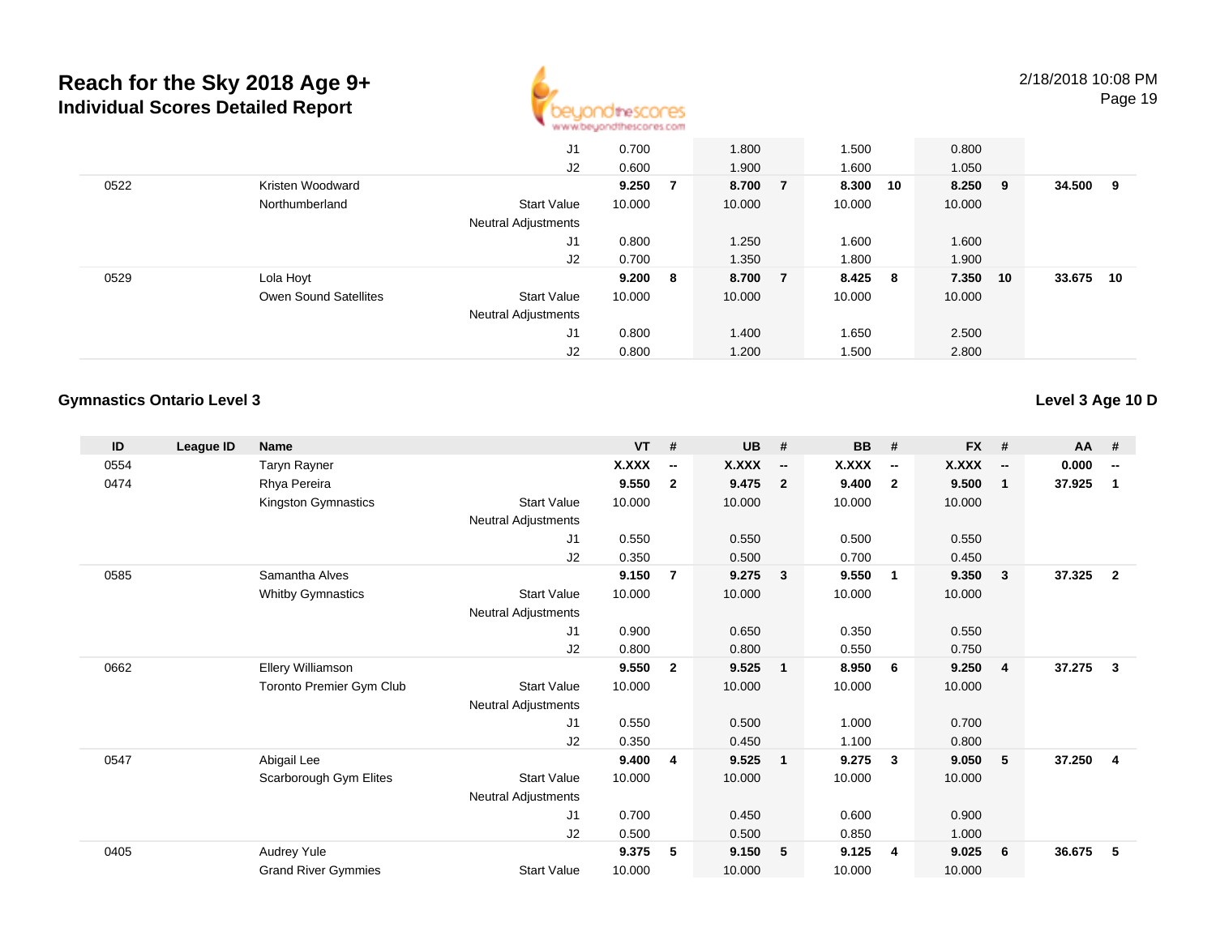# Reach for the Sky 2018 Age 9+

## Individual Scores Detailed Report

2/18/2018 10:08 PM

| ID | League ID | Name | | VT | # | UB | # | BB | # | FX | # | AA | # |
|---|---|---|---|---|---|---|---|---|---|---|---|---|---|
| | | | J1 | 0.700 | | 1.800 | | 1.500 | | 0.800 | | | |
| | | | J2 | 0.600 | | 1.900 | | 1.600 | | 1.050 | | | |
| 0522 | | Kristen Woodward | | **9.250** | **7** | **8.700** | **7** | **8.300** | **10** | **8.250** | **9** | **34.500** | **9** |
| | | Northumberland | Start Value | 10.000 | | 10.000 | | 10.000 | | 10.000 | | | |
| | | | Neutral Adjustments | | | | | | | | | | |
| | | | J1 | 0.800 | | 1.250 | | 1.600 | | 1.600 | | | |
| | | | J2 | 0.700 | | 1.350 | | 1.800 | | 1.900 | | | |
| 0529 | | Lola Hoyt | | **9.200** | **8** | **8.700** | **7** | **8.425** | **8** | **7.350** | **10** | **33.675** | **10** |
| | | Owen Sound Satellites | Start Value | 10.000 | | 10.000 | | 10.000 | | 10.000 | | | |
| | | | Neutral Adjustments | | | | | | | | | | |
| | | | J1 | 0.800 | | 1.400 | | 1.650 | | 2.500 | | | |
| | | | J2 | 0.800 | | 1.200 | | 1.500 | | 2.800 | | | |

### Gymnastics Ontario Level 3

**Level 3 Age 10 D**

| ID | League ID | Name | | VT | # | UB | # | BB | # | FX | # | AA | # |
|---|---|---|---|---|---|---|---|---|---|---|---|---|---|
| 0554 | | Taryn Rayner | | **X.XXX** | **--** | **X.XXX** | **--** | **X.XXX** | **--** | **X.XXX** | **--** | **0.000** | **--** |
| 0474 | | Rhya Pereira | | **9.550** | **2** | **9.475** | **2** | **9.400** | **2** | **9.500** | **1** | **37.925** | **1** |
| | | Kingston Gymnastics | Start Value | 10.000 | | 10.000 | | 10.000 | | 10.000 | | | |
| | | | Neutral Adjustments | | | | | | | | | | |
| | | | J1 | 0.550 | | 0.550 | | 0.500 | | 0.550 | | | |
| | | | J2 | 0.350 | | 0.500 | | 0.700 | | 0.450 | | | |
| 0585 | | Samantha Alves | | **9.150** | **7** | **9.275** | **3** | **9.550** | **1** | **9.350** | **3** | **37.325** | **2** |
| | | Whitby Gymnastics | Start Value | 10.000 | | 10.000 | | 10.000 | | 10.000 | | | |
| | | | Neutral Adjustments | | | | | | | | | | |
| | | | J1 | 0.900 | | 0.650 | | 0.350 | | 0.550 | | | |
| | | | J2 | 0.800 | | 0.800 | | 0.550 | | 0.750 | | | |
| 0662 | | Ellery Williamson | | **9.550** | **2** | **9.525** | **1** | **8.950** | **6** | **9.250** | **4** | **37.275** | **3** |
| | | Toronto Premier Gym Club | Start Value | 10.000 | | 10.000 | | 10.000 | | 10.000 | | | |
| | | | Neutral Adjustments | | | | | | | | | | |
| | | | J1 | 0.550 | | 0.500 | | 1.000 | | 0.700 | | | |
| | | | J2 | 0.350 | | 0.450 | | 1.100 | | 0.800 | | | |
| 0547 | | Abigail Lee | | **9.400** | **4** | **9.525** | **1** | **9.275** | **3** | **9.050** | **5** | **37.250** | **4** |
| | | Scarborough Gym Elites | Start Value | 10.000 | | 10.000 | | 10.000 | | 10.000 | | | |
| | | | Neutral Adjustments | | | | | | | | | | |
| | | | J1 | 0.700 | | 0.450 | | 0.600 | | 0.900 | | | |
| | | | J2 | 0.500 | | 0.500 | | 0.850 | | 1.000 | | | |
| 0405 | | Audrey Yule | | **9.375** | **5** | **9.150** | **5** | **9.125** | **4** | **9.025** | **6** | **36.675** | **5** |
| | | Grand River Gymmies | Start Value | 10.000 | | 10.000 | | 10.000 | | 10.000 | | | |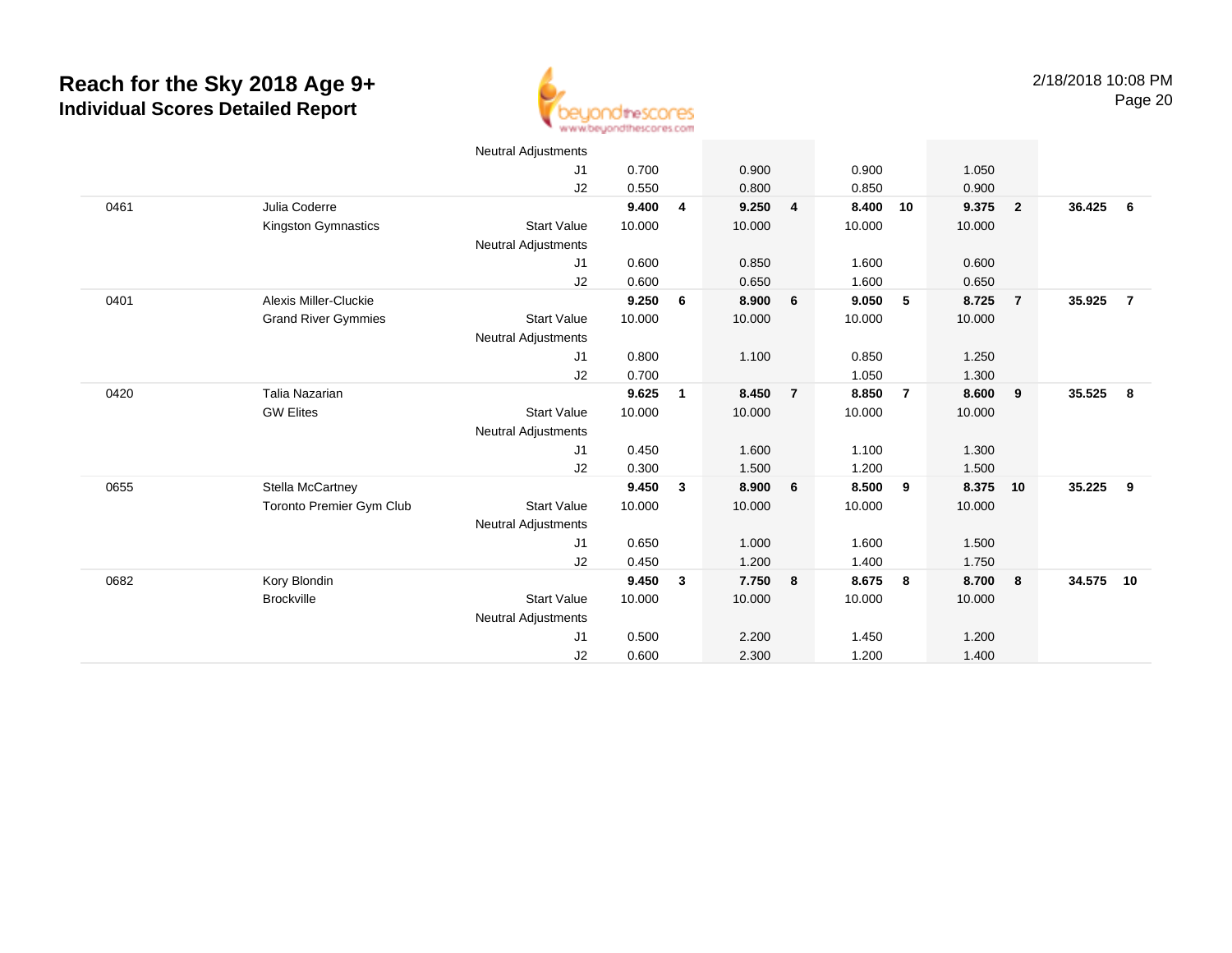# Reach for the Sky 2018 Age 9+

## Individual Scores Detailed Report

2/18/2018 10:08 PM

| | | | | | | | | | | | | |
|---|---|---|---|---|---|---|---|---|---|---|---|---|
| | | Neutral Adjustments | | | | | | | | | | |
| | | J1 | 0.700 | | 0.900 | | 0.900 | | 1.050 | | | |
| | | J2 | 0.550 | | 0.800 | | 0.850 | | 0.900 | | | |
| 0461 | Julia Coderre | | **9.400** | **4** | **9.250** | **4** | **8.400** | **10** | **9.375** | **2** | **36.425** | **6** |
| | Kingston Gymnastics | Start Value | 10.000 | | 10.000 | | 10.000 | | 10.000 | | | |
| | | Neutral Adjustments | | | | | | | | | | |
| | | J1 | 0.600 | | 0.850 | | 1.600 | | 0.600 | | | |
| | | J2 | 0.600 | | 0.650 | | 1.600 | | 0.650 | | | |
| 0401 | Alexis Miller-Cluckie | | **9.250** | **6** | **8.900** | **6** | **9.050** | **5** | **8.725** | **7** | **35.925** | **7** |
| | Grand River Gymmies | Start Value | 10.000 | | 10.000 | | 10.000 | | 10.000 | | | |
| | | Neutral Adjustments | | | | | | | | | | |
| | | J1 | 0.800 | | 1.100 | | 0.850 | | 1.250 | | | |
| | | J2 | 0.700 | | | | 1.050 | | 1.300 | | | |
| 0420 | Talia Nazarian | | **9.625** | **1** | **8.450** | **7** | **8.850** | **7** | **8.600** | **9** | **35.525** | **8** |
| | GW Elites | Start Value | 10.000 | | 10.000 | | 10.000 | | 10.000 | | | |
| | | Neutral Adjustments | | | | | | | | | | |
| | | J1 | 0.450 | | 1.600 | | 1.100 | | 1.300 | | | |
| | | J2 | 0.300 | | 1.500 | | 1.200 | | 1.500 | | | |
| 0655 | Stella McCartney | | **9.450** | **3** | **8.900** | **6** | **8.500** | **9** | **8.375** | **10** | **35.225** | **9** |
| | Toronto Premier Gym Club | Start Value | 10.000 | | 10.000 | | 10.000 | | 10.000 | | | |
| | | Neutral Adjustments | | | | | | | | | | |
| | | J1 | 0.650 | | 1.000 | | 1.600 | | 1.500 | | | |
| | | J2 | 0.450 | | 1.200 | | 1.400 | | 1.750 | | | |
| 0682 | Kory Blondin | | **9.450** | **3** | **7.750** | **8** | **8.675** | **8** | **8.700** | **8** | **34.575** | **10** |
| | Brockville | Start Value | 10.000 | | 10.000 | | 10.000 | | 10.000 | | | |
| | | Neutral Adjustments | | | | | | | | | | |
| | | J1 | 0.500 | | 2.200 | | 1.450 | | 1.200 | | | |
| | | J2 | 0.600 | | 2.300 | | 1.200 | | 1.400 | | | |